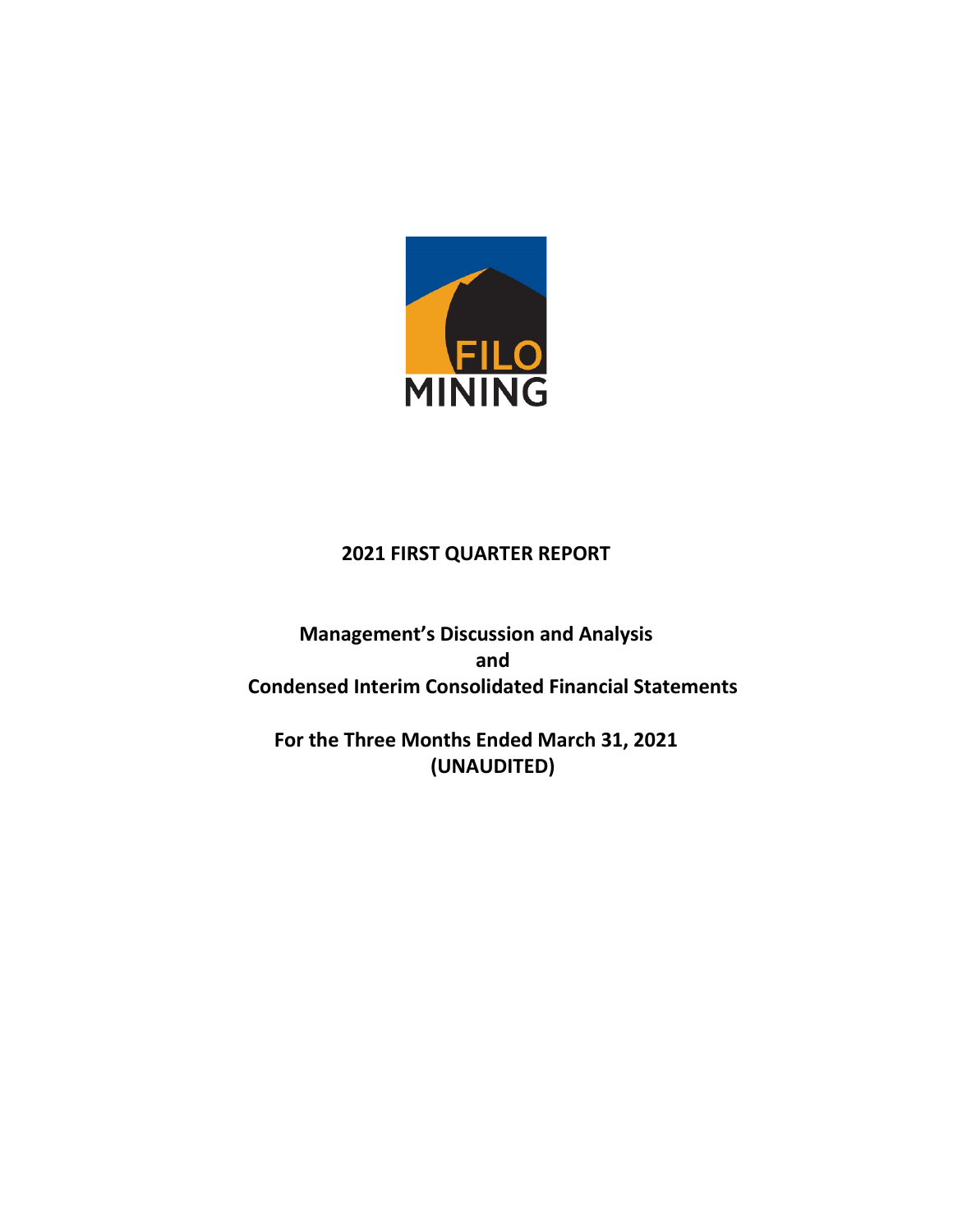FILO MINING

# 2021 FIRST QUARTER REPORT

## Management's Discussion and Analysis
## and
## Condensed Interim Consolidated Financial Statements

## For the Three Months Ended March 31, 2021
## (UNAUDITED)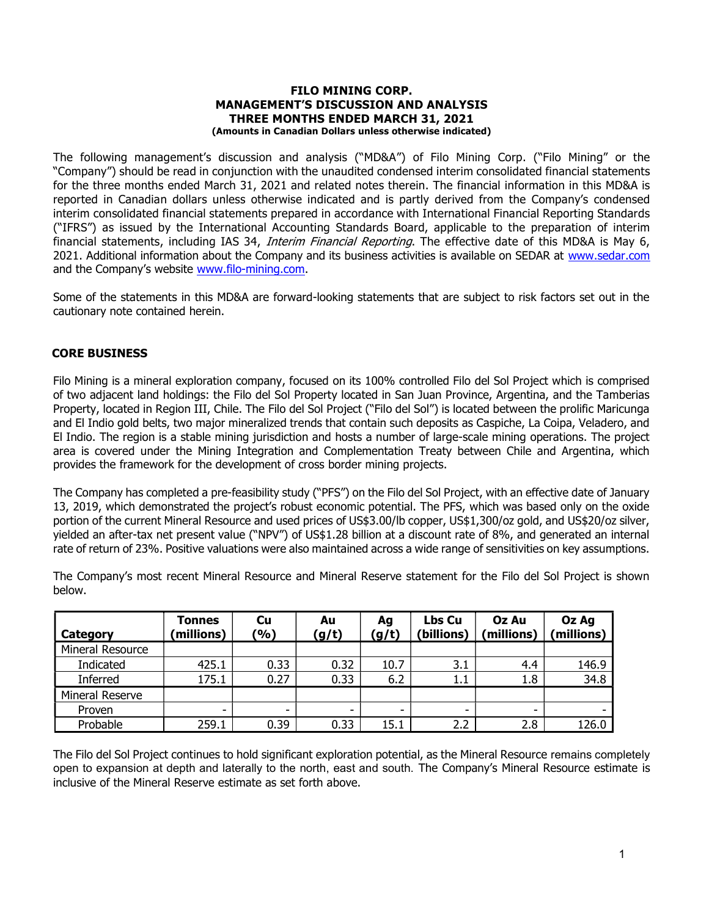# FILO MINING CORP.
# MANAGEMENT'S DISCUSSION AND ANALYSIS
# THREE MONTHS ENDED MARCH 31, 2021
**(Amounts in Canadian Dollars unless otherwise indicated)**

The following management's discussion and analysis ("MD&A") of Filo Mining Corp. ("Filo Mining" or the "Company") should be read in conjunction with the unaudited condensed interim consolidated financial statements for the three months ended March 31, 2021 and related notes therein. The financial information in this MD&A is reported in Canadian dollars unless otherwise indicated and is partly derived from the Company's condensed interim consolidated financial statements prepared in accordance with International Financial Reporting Standards ("IFRS") as issued by the International Accounting Standards Board, applicable to the preparation of interim financial statements, including IAS 34, *Interim Financial Reporting*. The effective date of this MD&A is May 6, 2021. Additional information about the Company and its business activities is available on SEDAR at www.sedar.com and the Company's website www.filo-mining.com.

Some of the statements in this MD&A are forward-looking statements that are subject to risk factors set out in the cautionary note contained herein.

## CORE BUSINESS

Filo Mining is a mineral exploration company, focused on its 100% controlled Filo del Sol Project which is comprised of two adjacent land holdings: the Filo del Sol Property located in San Juan Province, Argentina, and the Tamberias Property, located in Region III, Chile. The Filo del Sol Project ("Filo del Sol") is located between the prolific Maricunga and El Indio gold belts, two major mineralized trends that contain such deposits as Caspiche, La Coipa, Veladero, and El Indio. The region is a stable mining jurisdiction and hosts a number of large-scale mining operations. The project area is covered under the Mining Integration and Complementation Treaty between Chile and Argentina, which provides the framework for the development of cross border mining projects.

The Company has completed a pre-feasibility study ("PFS") on the Filo del Sol Project, with an effective date of January 13, 2019, which demonstrated the project's robust economic potential. The PFS, which was based only on the oxide portion of the current Mineral Resource and used prices of US$3.00/lb copper, US$1,300/oz gold, and US$20/oz silver, yielded an after-tax net present value ("NPV") of US$1.28 billion at a discount rate of 8%, and generated an internal rate of return of 23%. Positive valuations were also maintained across a wide range of sensitivities on key assumptions.

The Company's most recent Mineral Resource and Mineral Reserve statement for the Filo del Sol Project is shown below.

| Category | Tonnes (millions) | Cu (%) | Au (g/t) | Ag (g/t) | Lbs Cu (billions) | Oz Au (millions) | Oz Ag (millions) |
|---|---|---|---|---|---|---|---|
| Mineral Resource | | | | | | | |
| Indicated | 425.1 | 0.33 | 0.32 | 10.7 | 3.1 | 4.4 | 146.9 |
| Inferred | 175.1 | 0.27 | 0.33 | 6.2 | 1.1 | 1.8 | 34.8 |
| Mineral Reserve | | | | | | | |
| Proven | - | - | - | - | - | - | - |
| Probable | 259.1 | 0.39 | 0.33 | 15.1 | 2.2 | 2.8 | 126.0 |

The Filo del Sol Project continues to hold significant exploration potential, as the Mineral Resource remains completely open to expansion at depth and laterally to the north, east and south. The Company's Mineral Resource estimate is inclusive of the Mineral Reserve estimate as set forth above.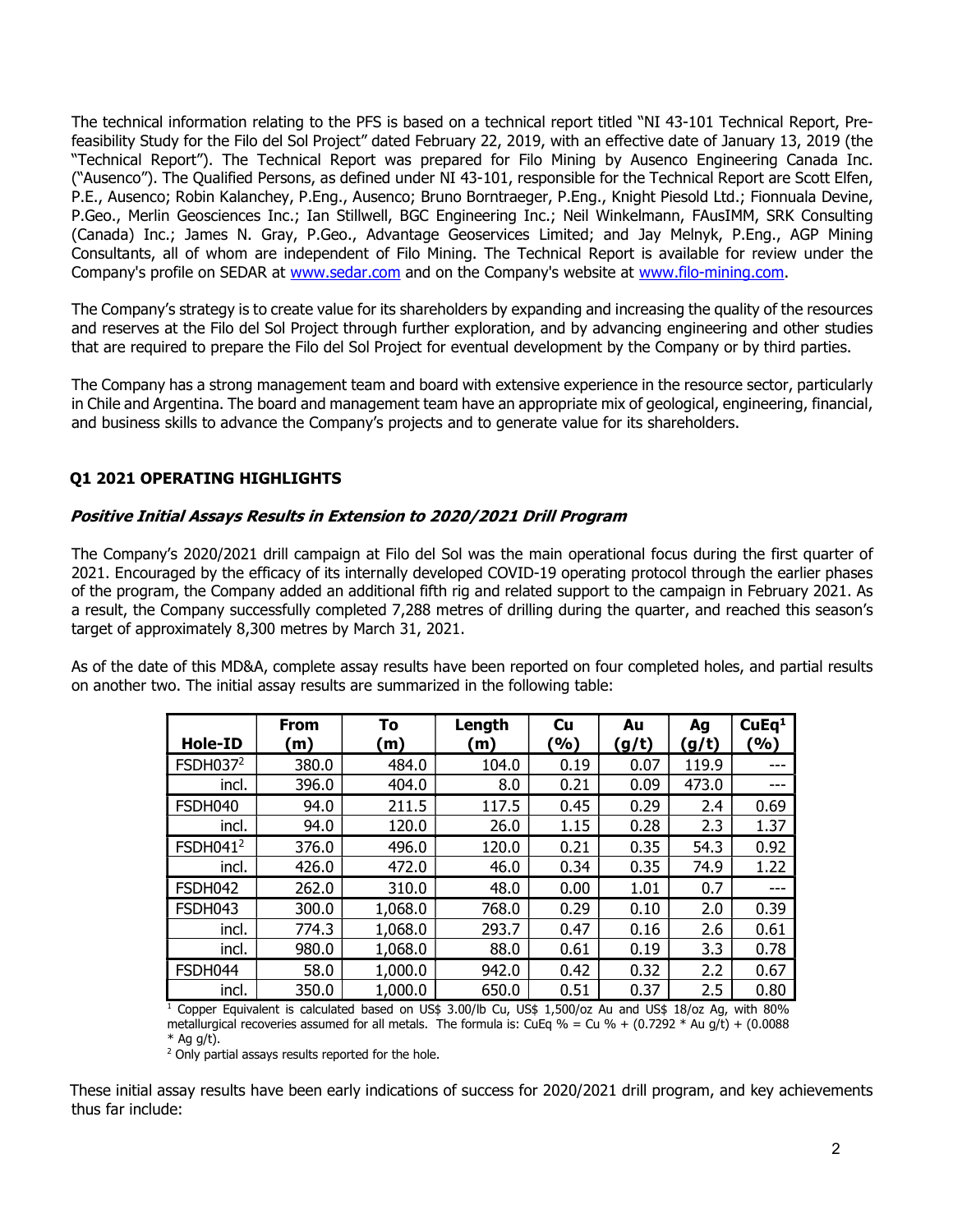The technical information relating to the PFS is based on a technical report titled "NI 43-101 Technical Report, Pre-feasibility Study for the Filo del Sol Project" dated February 22, 2019, with an effective date of January 13, 2019 (the "Technical Report"). The Technical Report was prepared for Filo Mining by Ausenco Engineering Canada Inc. ("Ausenco"). The Qualified Persons, as defined under NI 43-101, responsible for the Technical Report are Scott Elfen, P.E., Ausenco; Robin Kalanchey, P.Eng., Ausenco; Bruno Borntraeger, P.Eng., Knight Piesold Ltd.; Fionnuala Devine, P.Geo., Merlin Geosciences Inc.; Ian Stillwell, BGC Engineering Inc.; Neil Winkelmann, FAusIMM, SRK Consulting (Canada) Inc.; James N. Gray, P.Geo., Advantage Geoservices Limited; and Jay Melnyk, P.Eng., AGP Mining Consultants, all of whom are independent of Filo Mining. The Technical Report is available for review under the Company's profile on SEDAR at www.sedar.com and on the Company's website at www.filo-mining.com.

The Company's strategy is to create value for its shareholders by expanding and increasing the quality of the resources and reserves at the Filo del Sol Project through further exploration, and by advancing engineering and other studies that are required to prepare the Filo del Sol Project for eventual development by the Company or by third parties.

The Company has a strong management team and board with extensive experience in the resource sector, particularly in Chile and Argentina. The board and management team have an appropriate mix of geological, engineering, financial, and business skills to advance the Company's projects and to generate value for its shareholders.

## Q1 2021 OPERATING HIGHLIGHTS

### *Positive Initial Assays Results in Extension to 2020/2021 Drill Program*

The Company's 2020/2021 drill campaign at Filo del Sol was the main operational focus during the first quarter of 2021. Encouraged by the efficacy of its internally developed COVID-19 operating protocol through the earlier phases of the program, the Company added an additional fifth rig and related support to the campaign in February 2021. As a result, the Company successfully completed 7,288 metres of drilling during the quarter, and reached this season's target of approximately 8,300 metres by March 31, 2021.

As of the date of this MD&A, complete assay results have been reported on four completed holes, and partial results on another two. The initial assay results are summarized in the following table:

| Hole-ID | From (m) | To (m) | Length (m) | Cu (%) | Au (g/t) | Ag (g/t) | CuEq[1] (%) |
|---|---|---|---|---|---|---|---|
| FSDH037[2] | 380.0 | 484.0 | 104.0 | 0.19 | 0.07 | 119.9 | --- |
| incl. | 396.0 | 404.0 | 8.0 | 0.21 | 0.09 | 473.0 | --- |
| FSDH040 | 94.0 | 211.5 | 117.5 | 0.45 | 0.29 | 2.4 | 0.69 |
| incl. | 94.0 | 120.0 | 26.0 | 1.15 | 0.28 | 2.3 | 1.37 |
| FSDH041[2] | 376.0 | 496.0 | 120.0 | 0.21 | 0.35 | 54.3 | 0.92 |
| incl. | 426.0 | 472.0 | 46.0 | 0.34 | 0.35 | 74.9 | 1.22 |
| FSDH042 | 262.0 | 310.0 | 48.0 | 0.00 | 1.01 | 0.7 | --- |
| FSDH043 | 300.0 | 1,068.0 | 768.0 | 0.29 | 0.10 | 2.0 | 0.39 |
| incl. | 774.3 | 1,068.0 | 293.7 | 0.47 | 0.16 | 2.6 | 0.61 |
| incl. | 980.0 | 1,068.0 | 88.0 | 0.61 | 0.19 | 3.3 | 0.78 |
| FSDH044 | 58.0 | 1,000.0 | 942.0 | 0.42 | 0.32 | 2.2 | 0.67 |
| incl. | 350.0 | 1,000.0 | 650.0 | 0.51 | 0.37 | 2.5 | 0.80 |

[1] Copper Equivalent is calculated based on US$ 3.00/lb Cu, US$ 1,500/oz Au and US$ 18/oz Ag, with 80% metallurgical recoveries assumed for all metals. The formula is: CuEq % = Cu % + (0.7292 * Au g/t) + (0.0088 * Ag g/t).

[2] Only partial assays results reported for the hole.

These initial assay results have been early indications of success for 2020/2021 drill program, and key achievements thus far include: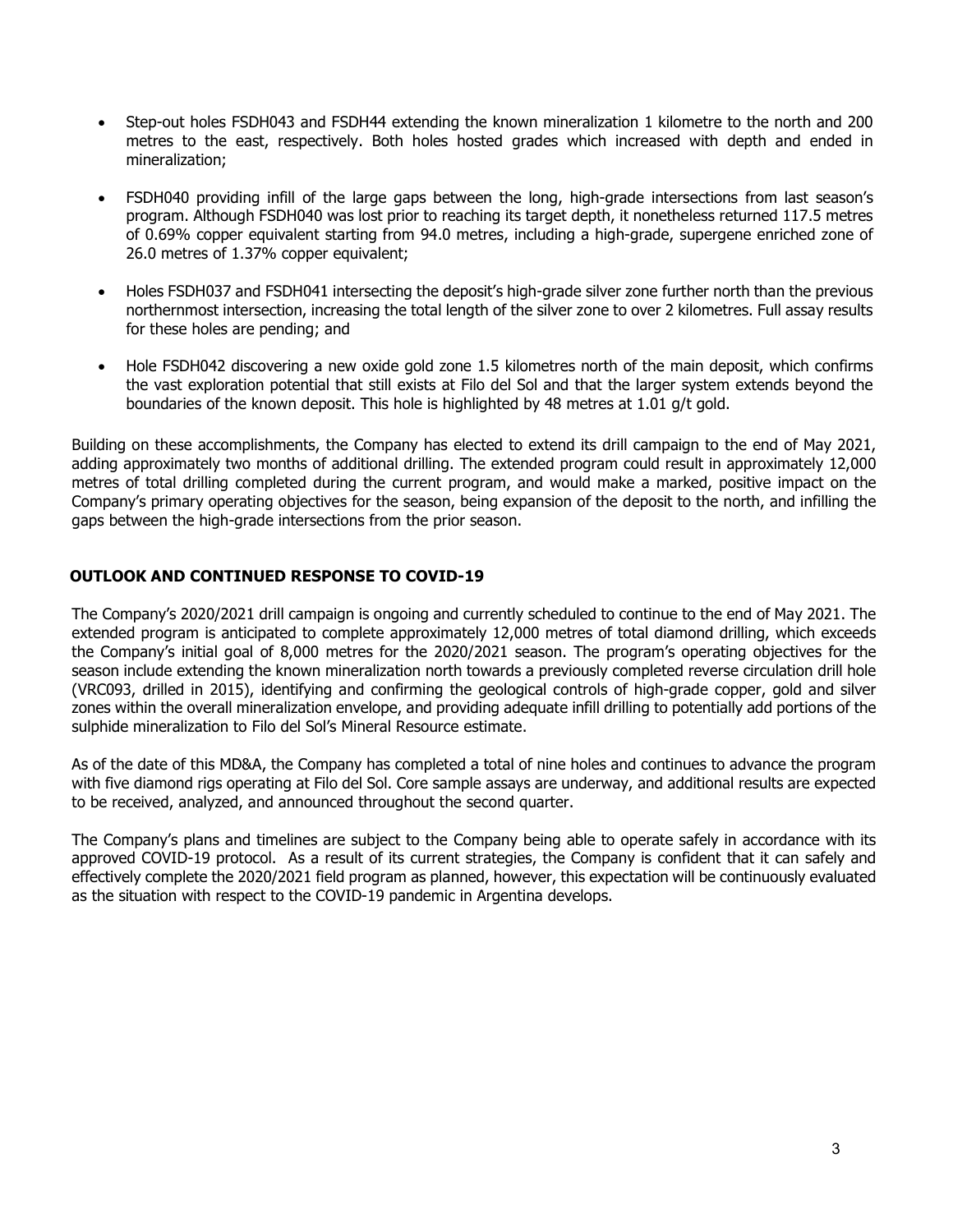- Step-out holes FSDH043 and FSDH44 extending the known mineralization 1 kilometre to the north and 200 metres to the east, respectively. Both holes hosted grades which increased with depth and ended in mineralization;

- FSDH040 providing infill of the large gaps between the long, high-grade intersections from last season's program. Although FSDH040 was lost prior to reaching its target depth, it nonetheless returned 117.5 metres of 0.69% copper equivalent starting from 94.0 metres, including a high-grade, supergene enriched zone of 26.0 metres of 1.37% copper equivalent;

- Holes FSDH037 and FSDH041 intersecting the deposit's high-grade silver zone further north than the previous northernmost intersection, increasing the total length of the silver zone to over 2 kilometres. Full assay results for these holes are pending; and

- Hole FSDH042 discovering a new oxide gold zone 1.5 kilometres north of the main deposit, which confirms the vast exploration potential that still exists at Filo del Sol and that the larger system extends beyond the boundaries of the known deposit. This hole is highlighted by 48 metres at 1.01 g/t gold.

Building on these accomplishments, the Company has elected to extend its drill campaign to the end of May 2021, adding approximately two months of additional drilling. The extended program could result in approximately 12,000 metres of total drilling completed during the current program, and would make a marked, positive impact on the Company's primary operating objectives for the season, being expansion of the deposit to the north, and infilling the gaps between the high-grade intersections from the prior season.

## OUTLOOK AND CONTINUED RESPONSE TO COVID-19

The Company's 2020/2021 drill campaign is ongoing and currently scheduled to continue to the end of May 2021. The extended program is anticipated to complete approximately 12,000 metres of total diamond drilling, which exceeds the Company's initial goal of 8,000 metres for the 2020/2021 season. The program's operating objectives for the season include extending the known mineralization north towards a previously completed reverse circulation drill hole (VRC093, drilled in 2015), identifying and confirming the geological controls of high-grade copper, gold and silver zones within the overall mineralization envelope, and providing adequate infill drilling to potentially add portions of the sulphide mineralization to Filo del Sol's Mineral Resource estimate.

As of the date of this MD&A, the Company has completed a total of nine holes and continues to advance the program with five diamond rigs operating at Filo del Sol. Core sample assays are underway, and additional results are expected to be received, analyzed, and announced throughout the second quarter.

The Company's plans and timelines are subject to the Company being able to operate safely in accordance with its approved COVID-19 protocol. As a result of its current strategies, the Company is confident that it can safely and effectively complete the 2020/2021 field program as planned, however, this expectation will be continuously evaluated as the situation with respect to the COVID-19 pandemic in Argentina develops.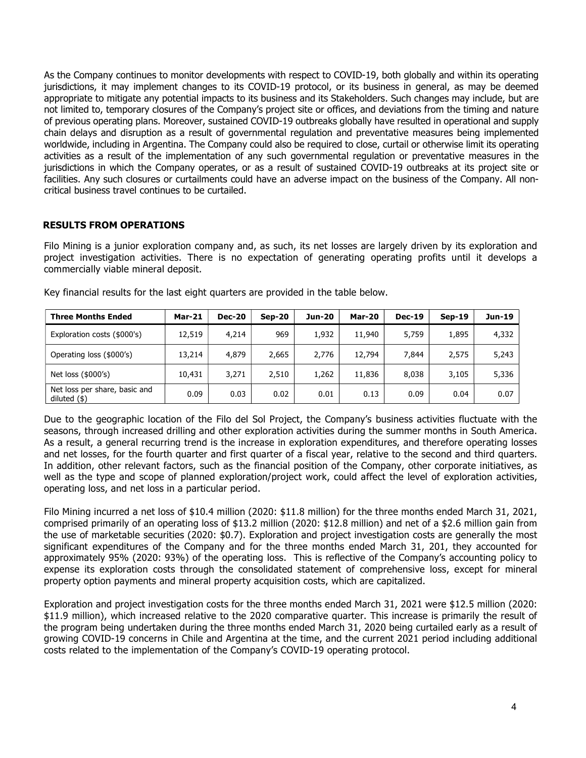As the Company continues to monitor developments with respect to COVID-19, both globally and within its operating jurisdictions, it may implement changes to its COVID-19 protocol, or its business in general, as may be deemed appropriate to mitigate any potential impacts to its business and its Stakeholders. Such changes may include, but are not limited to, temporary closures of the Company's project site or offices, and deviations from the timing and nature of previous operating plans. Moreover, sustained COVID-19 outbreaks globally have resulted in operational and supply chain delays and disruption as a result of governmental regulation and preventative measures being implemented worldwide, including in Argentina. The Company could also be required to close, curtail or otherwise limit its operating activities as a result of the implementation of any such governmental regulation or preventative measures in the jurisdictions in which the Company operates, or as a result of sustained COVID-19 outbreaks at its project site or facilities. Any such closures or curtailments could have an adverse impact on the business of the Company. All non-critical business travel continues to be curtailed.

## RESULTS FROM OPERATIONS

Filo Mining is a junior exploration company and, as such, its net losses are largely driven by its exploration and project investigation activities. There is no expectation of generating operating profits until it develops a commercially viable mineral deposit.

Key financial results for the last eight quarters are provided in the table below.

| Three Months Ended | Mar-21 | Dec-20 | Sep-20 | Jun-20 | Mar-20 | Dec-19 | Sep-19 | Jun-19 |
|---|---|---|---|---|---|---|---|---|
| Exploration costs ($000's) | 12,519 | 4,214 | 969 | 1,932 | 11,940 | 5,759 | 1,895 | 4,332 |
| Operating loss ($000's) | 13,214 | 4,879 | 2,665 | 2,776 | 12,794 | 7,844 | 2,575 | 5,243 |
| Net loss ($000's) | 10,431 | 3,271 | 2,510 | 1,262 | 11,836 | 8,038 | 3,105 | 5,336 |
| Net loss per share, basic and diluted ($) | 0.09 | 0.03 | 0.02 | 0.01 | 0.13 | 0.09 | 0.04 | 0.07 |

Due to the geographic location of the Filo del Sol Project, the Company's business activities fluctuate with the seasons, through increased drilling and other exploration activities during the summer months in South America. As a result, a general recurring trend is the increase in exploration expenditures, and therefore operating losses and net losses, for the fourth quarter and first quarter of a fiscal year, relative to the second and third quarters. In addition, other relevant factors, such as the financial position of the Company, other corporate initiatives, as well as the type and scope of planned exploration/project work, could affect the level of exploration activities, operating loss, and net loss in a particular period.

Filo Mining incurred a net loss of $10.4 million (2020: $11.8 million) for the three months ended March 31, 2021, comprised primarily of an operating loss of $13.2 million (2020: $12.8 million) and net of a $2.6 million gain from the use of marketable securities (2020: $0.7). Exploration and project investigation costs are generally the most significant expenditures of the Company and for the three months ended March 31, 201, they accounted for approximately 95% (2020: 93%) of the operating loss. This is reflective of the Company's accounting policy to expense its exploration costs through the consolidated statement of comprehensive loss, except for mineral property option payments and mineral property acquisition costs, which are capitalized.

Exploration and project investigation costs for the three months ended March 31, 2021 were $12.5 million (2020: $11.9 million), which increased relative to the 2020 comparative quarter. This increase is primarily the result of the program being undertaken during the three months ended March 31, 2020 being curtailed early as a result of growing COVID-19 concerns in Chile and Argentina at the time, and the current 2021 period including additional costs related to the implementation of the Company's COVID-19 operating protocol.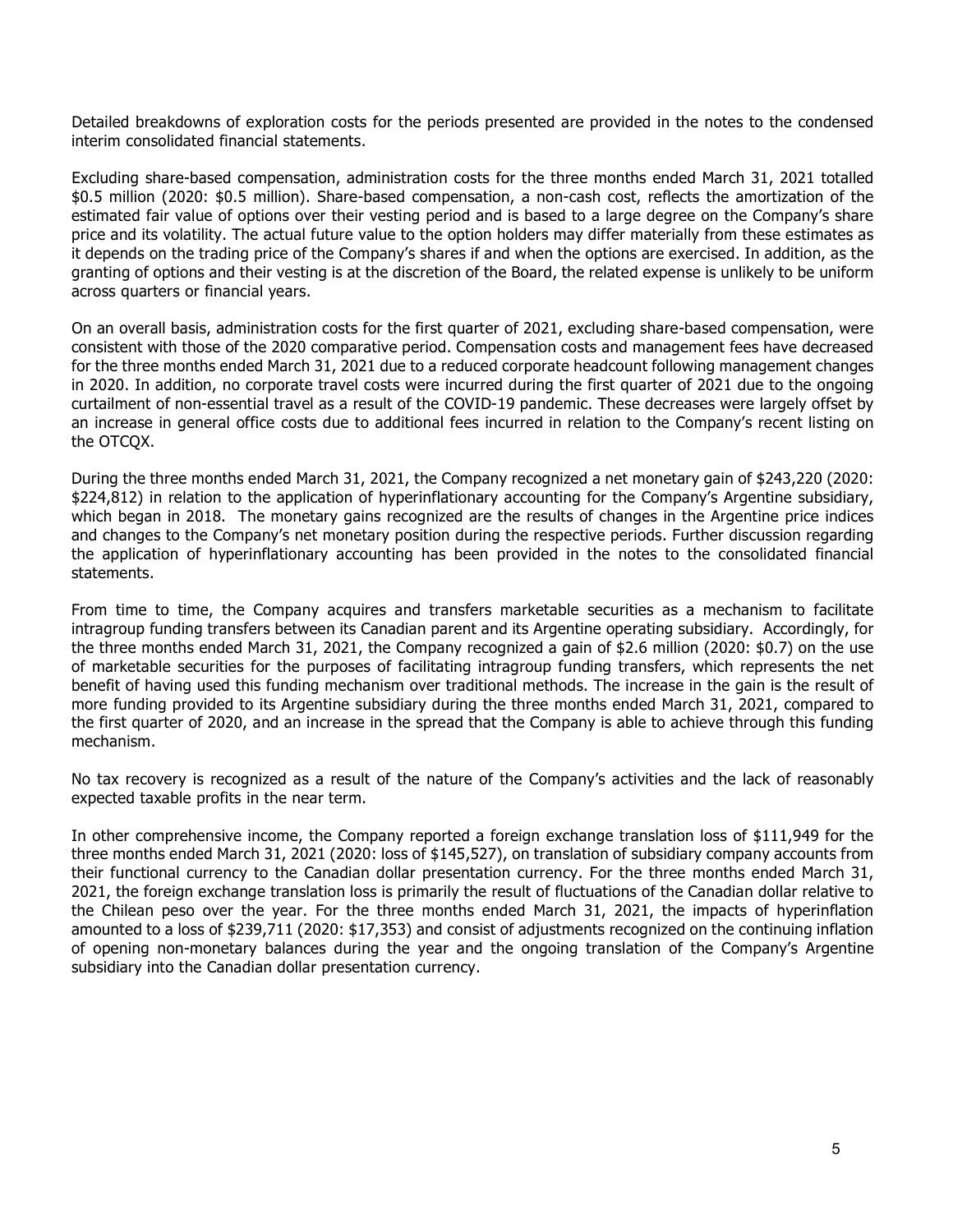Detailed breakdowns of exploration costs for the periods presented are provided in the notes to the condensed interim consolidated financial statements.

Excluding share-based compensation, administration costs for the three months ended March 31, 2021 totalled $0.5 million (2020: $0.5 million). Share-based compensation, a non-cash cost, reflects the amortization of the estimated fair value of options over their vesting period and is based to a large degree on the Company's share price and its volatility. The actual future value to the option holders may differ materially from these estimates as it depends on the trading price of the Company's shares if and when the options are exercised. In addition, as the granting of options and their vesting is at the discretion of the Board, the related expense is unlikely to be uniform across quarters or financial years.

On an overall basis, administration costs for the first quarter of 2021, excluding share-based compensation, were consistent with those of the 2020 comparative period. Compensation costs and management fees have decreased for the three months ended March 31, 2021 due to a reduced corporate headcount following management changes in 2020. In addition, no corporate travel costs were incurred during the first quarter of 2021 due to the ongoing curtailment of non-essential travel as a result of the COVID-19 pandemic. These decreases were largely offset by an increase in general office costs due to additional fees incurred in relation to the Company's recent listing on the OTCQX.

During the three months ended March 31, 2021, the Company recognized a net monetary gain of $243,220 (2020: $224,812) in relation to the application of hyperinflationary accounting for the Company's Argentine subsidiary, which began in 2018. The monetary gains recognized are the results of changes in the Argentine price indices and changes to the Company's net monetary position during the respective periods. Further discussion regarding the application of hyperinflationary accounting has been provided in the notes to the consolidated financial statements.

From time to time, the Company acquires and transfers marketable securities as a mechanism to facilitate intragroup funding transfers between its Canadian parent and its Argentine operating subsidiary. Accordingly, for the three months ended March 31, 2021, the Company recognized a gain of $2.6 million (2020: $0.7) on the use of marketable securities for the purposes of facilitating intragroup funding transfers, which represents the net benefit of having used this funding mechanism over traditional methods. The increase in the gain is the result of more funding provided to its Argentine subsidiary during the three months ended March 31, 2021, compared to the first quarter of 2020, and an increase in the spread that the Company is able to achieve through this funding mechanism.

No tax recovery is recognized as a result of the nature of the Company's activities and the lack of reasonably expected taxable profits in the near term.

In other comprehensive income, the Company reported a foreign exchange translation loss of $111,949 for the three months ended March 31, 2021 (2020: loss of $145,527), on translation of subsidiary company accounts from their functional currency to the Canadian dollar presentation currency. For the three months ended March 31, 2021, the foreign exchange translation loss is primarily the result of fluctuations of the Canadian dollar relative to the Chilean peso over the year. For the three months ended March 31, 2021, the impacts of hyperinflation amounted to a loss of $239,711 (2020: $17,353) and consist of adjustments recognized on the continuing inflation of opening non-monetary balances during the year and the ongoing translation of the Company's Argentine subsidiary into the Canadian dollar presentation currency.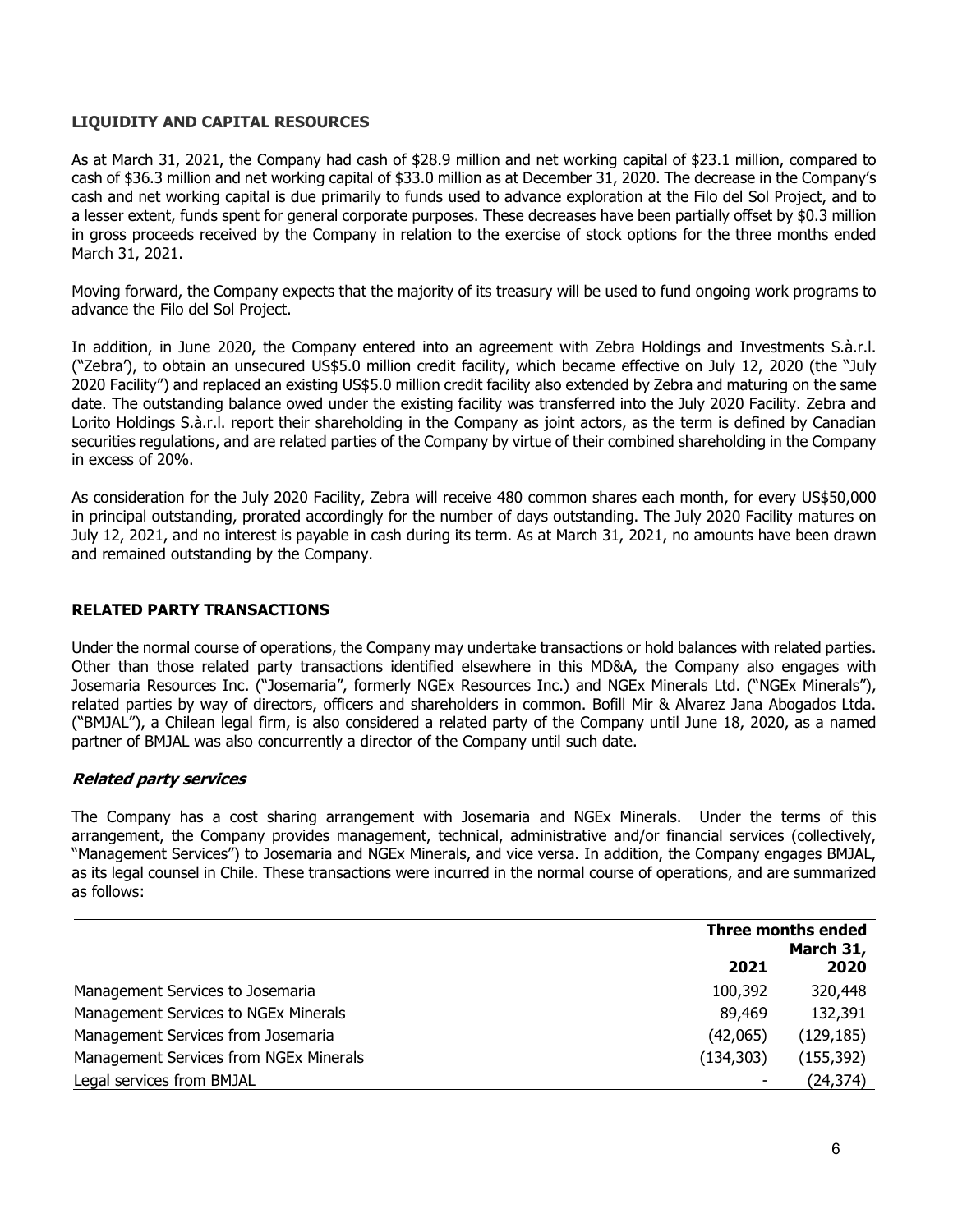## LIQUIDITY AND CAPITAL RESOURCES

As at March 31, 2021, the Company had cash of $28.9 million and net working capital of $23.1 million, compared to cash of $36.3 million and net working capital of $33.0 million as at December 31, 2020. The decrease in the Company's cash and net working capital is due primarily to funds used to advance exploration at the Filo del Sol Project, and to a lesser extent, funds spent for general corporate purposes. These decreases have been partially offset by $0.3 million in gross proceeds received by the Company in relation to the exercise of stock options for the three months ended March 31, 2021.

Moving forward, the Company expects that the majority of its treasury will be used to fund ongoing work programs to advance the Filo del Sol Project.

In addition, in June 2020, the Company entered into an agreement with Zebra Holdings and Investments S.à.r.l. ("Zebra'), to obtain an unsecured US$5.0 million credit facility, which became effective on July 12, 2020 (the "July 2020 Facility") and replaced an existing US$5.0 million credit facility also extended by Zebra and maturing on the same date. The outstanding balance owed under the existing facility was transferred into the July 2020 Facility. Zebra and Lorito Holdings S.à.r.l. report their shareholding in the Company as joint actors, as the term is defined by Canadian securities regulations, and are related parties of the Company by virtue of their combined shareholding in the Company in excess of 20%.

As consideration for the July 2020 Facility, Zebra will receive 480 common shares each month, for every US$50,000 in principal outstanding, prorated accordingly for the number of days outstanding. The July 2020 Facility matures on July 12, 2021, and no interest is payable in cash during its term. As at March 31, 2021, no amounts have been drawn and remained outstanding by the Company.

## RELATED PARTY TRANSACTIONS

Under the normal course of operations, the Company may undertake transactions or hold balances with related parties. Other than those related party transactions identified elsewhere in this MD&A, the Company also engages with Josemaria Resources Inc. ("Josemaria", formerly NGEx Resources Inc.) and NGEx Minerals Ltd. ("NGEx Minerals"), related parties by way of directors, officers and shareholders in common. Bofill Mir & Alvarez Jana Abogados Ltda. ("BMJAL"), a Chilean legal firm, is also considered a related party of the Company until June 18, 2020, as a named partner of BMJAL was also concurrently a director of the Company until such date.

### *Related party services*

The Company has a cost sharing arrangement with Josemaria and NGEx Minerals. Under the terms of this arrangement, the Company provides management, technical, administrative and/or financial services (collectively, "Management Services") to Josemaria and NGEx Minerals, and vice versa. In addition, the Company engages BMJAL, as its legal counsel in Chile. These transactions were incurred in the normal course of operations, and are summarized as follows:

| | Three months ended March 31, | |
|---|---|---|
| | 2021 | 2020 |
| Management Services to Josemaria | 100,392 | 320,448 |
| Management Services to NGEx Minerals | 89,469 | 132,391 |
| Management Services from Josemaria | (42,065) | (129,185) |
| Management Services from NGEx Minerals | (134,303) | (155,392) |
| Legal services from BMJAL | - | (24,374) |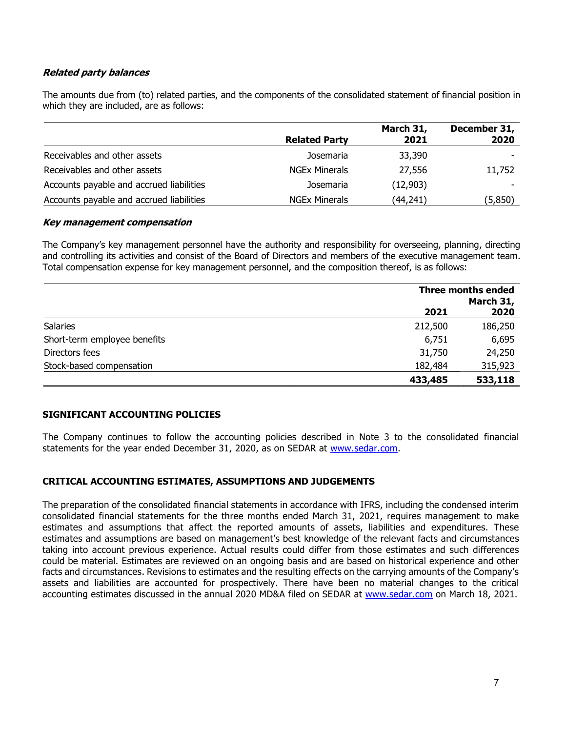***Related party balances***

The amounts due from (to) related parties, and the components of the consolidated statement of financial position in which they are included, are as follows:

| | Related Party | March 31, 2021 | December 31, 2020 |
|---|---|---|---|
| Receivables and other assets | Josemaria | 33,390 | - |
| Receivables and other assets | NGEx Minerals | 27,556 | 11,752 |
| Accounts payable and accrued liabilities | Josemaria | (12,903) | - |
| Accounts payable and accrued liabilities | NGEx Minerals | (44,241) | (5,850) |

***Key management compensation***

The Company's key management personnel have the authority and responsibility for overseeing, planning, directing and controlling its activities and consist of the Board of Directors and members of the executive management team. Total compensation expense for key management personnel, and the composition thereof, is as follows:

| | Three months ended March 31, | |
|---|---|---|
| | **2021** | **2020** |
| Salaries | 212,500 | 186,250 |
| Short-term employee benefits | 6,751 | 6,695 |
| Directors fees | 31,750 | 24,250 |
| Stock-based compensation | 182,484 | 315,923 |
| | **433,485** | **533,118** |

## SIGNIFICANT ACCOUNTING POLICIES

The Company continues to follow the accounting policies described in Note 3 to the consolidated financial statements for the year ended December 31, 2020, as on SEDAR at www.sedar.com.

## CRITICAL ACCOUNTING ESTIMATES, ASSUMPTIONS AND JUDGEMENTS

The preparation of the consolidated financial statements in accordance with IFRS, including the condensed interim consolidated financial statements for the three months ended March 31, 2021, requires management to make estimates and assumptions that affect the reported amounts of assets, liabilities and expenditures. These estimates and assumptions are based on management's best knowledge of the relevant facts and circumstances taking into account previous experience. Actual results could differ from those estimates and such differences could be material. Estimates are reviewed on an ongoing basis and are based on historical experience and other facts and circumstances. Revisions to estimates and the resulting effects on the carrying amounts of the Company's assets and liabilities are accounted for prospectively. There have been no material changes to the critical accounting estimates discussed in the annual 2020 MD&A filed on SEDAR at www.sedar.com on March 18, 2021.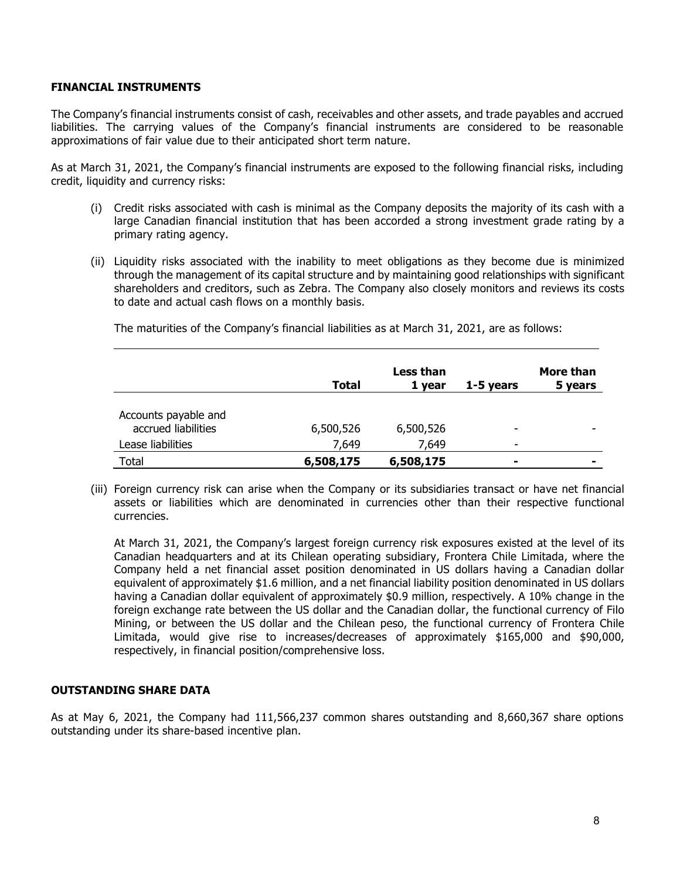## FINANCIAL INSTRUMENTS

The Company's financial instruments consist of cash, receivables and other assets, and trade payables and accrued liabilities. The carrying values of the Company's financial instruments are considered to be reasonable approximations of fair value due to their anticipated short term nature.

As at March 31, 2021, the Company's financial instruments are exposed to the following financial risks, including credit, liquidity and currency risks:

(i) Credit risks associated with cash is minimal as the Company deposits the majority of its cash with a large Canadian financial institution that has been accorded a strong investment grade rating by a primary rating agency.

(ii) Liquidity risks associated with the inability to meet obligations as they become due is minimized through the management of its capital structure and by maintaining good relationships with significant shareholders and creditors, such as Zebra. The Company also closely monitors and reviews its costs to date and actual cash flows on a monthly basis.

The maturities of the Company's financial liabilities as at March 31, 2021, are as follows:

| | **Total** | **Less than 1 year** | **1-5 years** | **More than 5 years** |
|---|---|---|---|---|
| Accounts payable and accrued liabilities | 6,500,526 | 6,500,526 | - | - |
| Lease liabilities | 7,649 | 7,649 | - | |
| Total | **6,508,175** | **6,508,175** | **-** | **-** |

(iii) Foreign currency risk can arise when the Company or its subsidiaries transact or have net financial assets or liabilities which are denominated in currencies other than their respective functional currencies.

At March 31, 2021, the Company's largest foreign currency risk exposures existed at the level of its Canadian headquarters and at its Chilean operating subsidiary, Frontera Chile Limitada, where the Company held a net financial asset position denominated in US dollars having a Canadian dollar equivalent of approximately $1.6 million, and a net financial liability position denominated in US dollars having a Canadian dollar equivalent of approximately $0.9 million, respectively. A 10% change in the foreign exchange rate between the US dollar and the Canadian dollar, the functional currency of Filo Mining, or between the US dollar and the Chilean peso, the functional currency of Frontera Chile Limitada, would give rise to increases/decreases of approximately $165,000 and $90,000, respectively, in financial position/comprehensive loss.

## OUTSTANDING SHARE DATA

As at May 6, 2021, the Company had 111,566,237 common shares outstanding and 8,660,367 share options outstanding under its share-based incentive plan.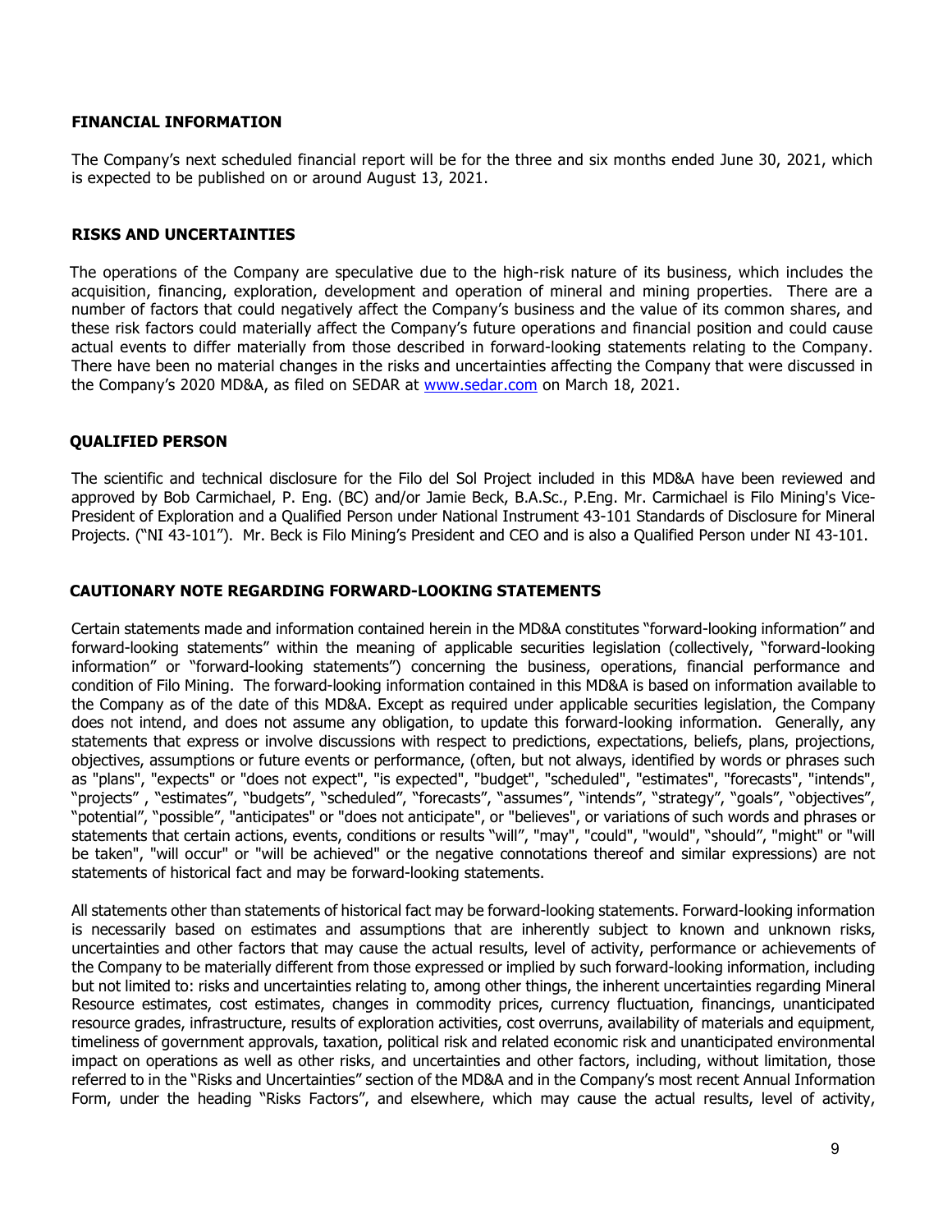## FINANCIAL INFORMATION

The Company's next scheduled financial report will be for the three and six months ended June 30, 2021, which is expected to be published on or around August 13, 2021.

## RISKS AND UNCERTAINTIES

The operations of the Company are speculative due to the high-risk nature of its business, which includes the acquisition, financing, exploration, development and operation of mineral and mining properties. There are a number of factors that could negatively affect the Company's business and the value of its common shares, and these risk factors could materially affect the Company's future operations and financial position and could cause actual events to differ materially from those described in forward-looking statements relating to the Company. There have been no material changes in the risks and uncertainties affecting the Company that were discussed in the Company's 2020 MD&A, as filed on SEDAR at www.sedar.com on March 18, 2021.

## QUALIFIED PERSON

The scientific and technical disclosure for the Filo del Sol Project included in this MD&A have been reviewed and approved by Bob Carmichael, P. Eng. (BC) and/or Jamie Beck, B.A.Sc., P.Eng. Mr. Carmichael is Filo Mining's Vice-President of Exploration and a Qualified Person under National Instrument 43-101 Standards of Disclosure for Mineral Projects. ("NI 43-101"). Mr. Beck is Filo Mining's President and CEO and is also a Qualified Person under NI 43-101.

## CAUTIONARY NOTE REGARDING FORWARD-LOOKING STATEMENTS

Certain statements made and information contained herein in the MD&A constitutes "forward-looking information" and forward-looking statements" within the meaning of applicable securities legislation (collectively, "forward-looking information" or "forward-looking statements") concerning the business, operations, financial performance and condition of Filo Mining. The forward-looking information contained in this MD&A is based on information available to the Company as of the date of this MD&A. Except as required under applicable securities legislation, the Company does not intend, and does not assume any obligation, to update this forward-looking information. Generally, any statements that express or involve discussions with respect to predictions, expectations, beliefs, plans, projections, objectives, assumptions or future events or performance, (often, but not always, identified by words or phrases such as "plans", "expects" or "does not expect", "is expected", "budget", "scheduled", "estimates", "forecasts", "intends", "projects" , "estimates", "budgets", "scheduled", "forecasts", "assumes", "intends", "strategy", "goals", "objectives", "potential", "possible", "anticipates" or "does not anticipate", or "believes", or variations of such words and phrases or statements that certain actions, events, conditions or results "will", "may", "could", "would", "should", "might" or "will be taken", "will occur" or "will be achieved" or the negative connotations thereof and similar expressions) are not statements of historical fact and may be forward-looking statements.

All statements other than statements of historical fact may be forward-looking statements. Forward-looking information is necessarily based on estimates and assumptions that are inherently subject to known and unknown risks, uncertainties and other factors that may cause the actual results, level of activity, performance or achievements of the Company to be materially different from those expressed or implied by such forward-looking information, including but not limited to: risks and uncertainties relating to, among other things, the inherent uncertainties regarding Mineral Resource estimates, cost estimates, changes in commodity prices, currency fluctuation, financings, unanticipated resource grades, infrastructure, results of exploration activities, cost overruns, availability of materials and equipment, timeliness of government approvals, taxation, political risk and related economic risk and unanticipated environmental impact on operations as well as other risks, and uncertainties and other factors, including, without limitation, those referred to in the "Risks and Uncertainties" section of the MD&A and in the Company's most recent Annual Information Form, under the heading "Risks Factors", and elsewhere, which may cause the actual results, level of activity,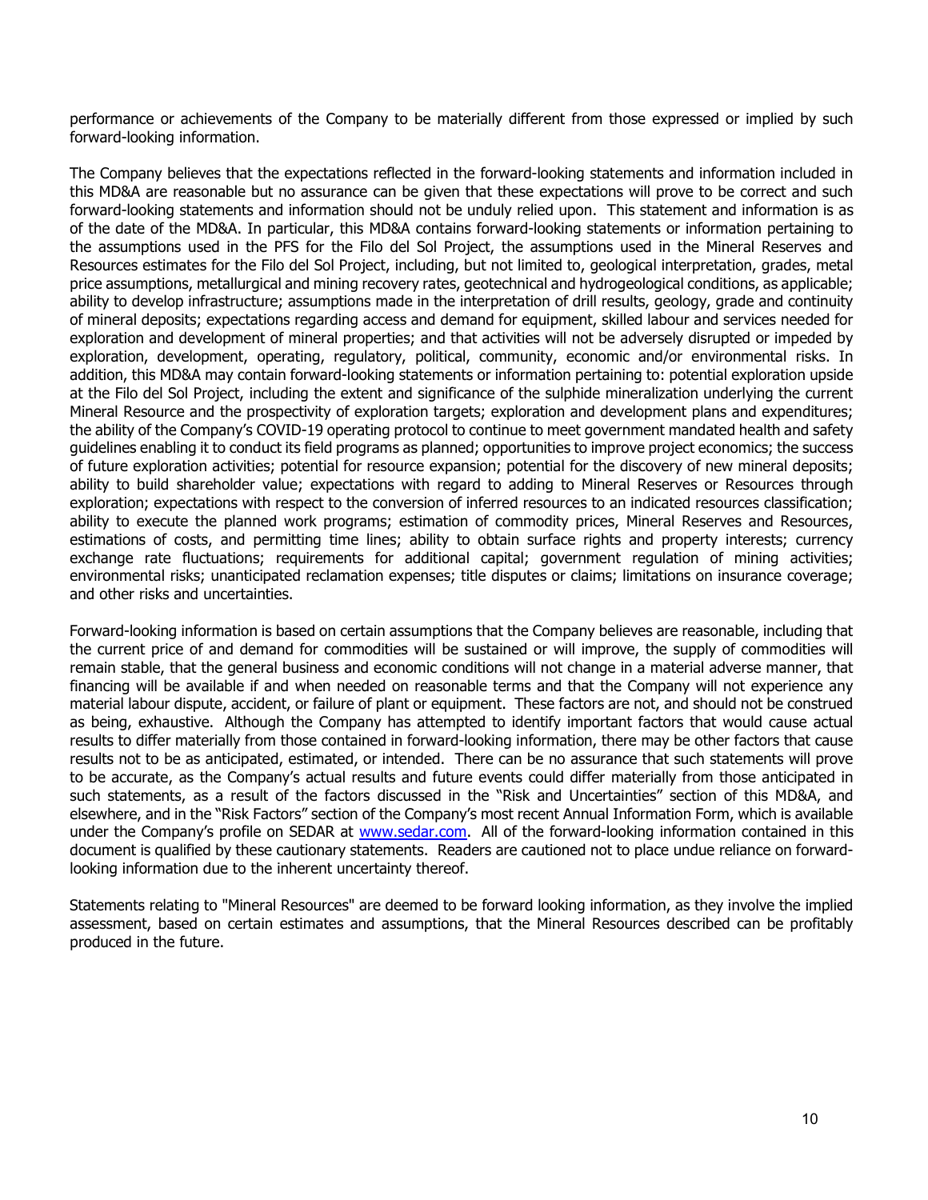performance or achievements of the Company to be materially different from those expressed or implied by such forward-looking information.

The Company believes that the expectations reflected in the forward-looking statements and information included in this MD&A are reasonable but no assurance can be given that these expectations will prove to be correct and such forward-looking statements and information should not be unduly relied upon. This statement and information is as of the date of the MD&A. In particular, this MD&A contains forward-looking statements or information pertaining to the assumptions used in the PFS for the Filo del Sol Project, the assumptions used in the Mineral Reserves and Resources estimates for the Filo del Sol Project, including, but not limited to, geological interpretation, grades, metal price assumptions, metallurgical and mining recovery rates, geotechnical and hydrogeological conditions, as applicable; ability to develop infrastructure; assumptions made in the interpretation of drill results, geology, grade and continuity of mineral deposits; expectations regarding access and demand for equipment, skilled labour and services needed for exploration and development of mineral properties; and that activities will not be adversely disrupted or impeded by exploration, development, operating, regulatory, political, community, economic and/or environmental risks. In addition, this MD&A may contain forward-looking statements or information pertaining to: potential exploration upside at the Filo del Sol Project, including the extent and significance of the sulphide mineralization underlying the current Mineral Resource and the prospectivity of exploration targets; exploration and development plans and expenditures; the ability of the Company's COVID-19 operating protocol to continue to meet government mandated health and safety guidelines enabling it to conduct its field programs as planned; opportunities to improve project economics; the success of future exploration activities; potential for resource expansion; potential for the discovery of new mineral deposits; ability to build shareholder value; expectations with regard to adding to Mineral Reserves or Resources through exploration; expectations with respect to the conversion of inferred resources to an indicated resources classification; ability to execute the planned work programs; estimation of commodity prices, Mineral Reserves and Resources, estimations of costs, and permitting time lines; ability to obtain surface rights and property interests; currency exchange rate fluctuations; requirements for additional capital; government regulation of mining activities; environmental risks; unanticipated reclamation expenses; title disputes or claims; limitations on insurance coverage; and other risks and uncertainties.

Forward-looking information is based on certain assumptions that the Company believes are reasonable, including that the current price of and demand for commodities will be sustained or will improve, the supply of commodities will remain stable, that the general business and economic conditions will not change in a material adverse manner, that financing will be available if and when needed on reasonable terms and that the Company will not experience any material labour dispute, accident, or failure of plant or equipment. These factors are not, and should not be construed as being, exhaustive. Although the Company has attempted to identify important factors that would cause actual results to differ materially from those contained in forward-looking information, there may be other factors that cause results not to be as anticipated, estimated, or intended. There can be no assurance that such statements will prove to be accurate, as the Company's actual results and future events could differ materially from those anticipated in such statements, as a result of the factors discussed in the "Risk and Uncertainties" section of this MD&A, and elsewhere, and in the "Risk Factors" section of the Company's most recent Annual Information Form, which is available under the Company's profile on SEDAR at www.sedar.com. All of the forward-looking information contained in this document is qualified by these cautionary statements. Readers are cautioned not to place undue reliance on forward-looking information due to the inherent uncertainty thereof.

Statements relating to "Mineral Resources" are deemed to be forward looking information, as they involve the implied assessment, based on certain estimates and assumptions, that the Mineral Resources described can be profitably produced in the future.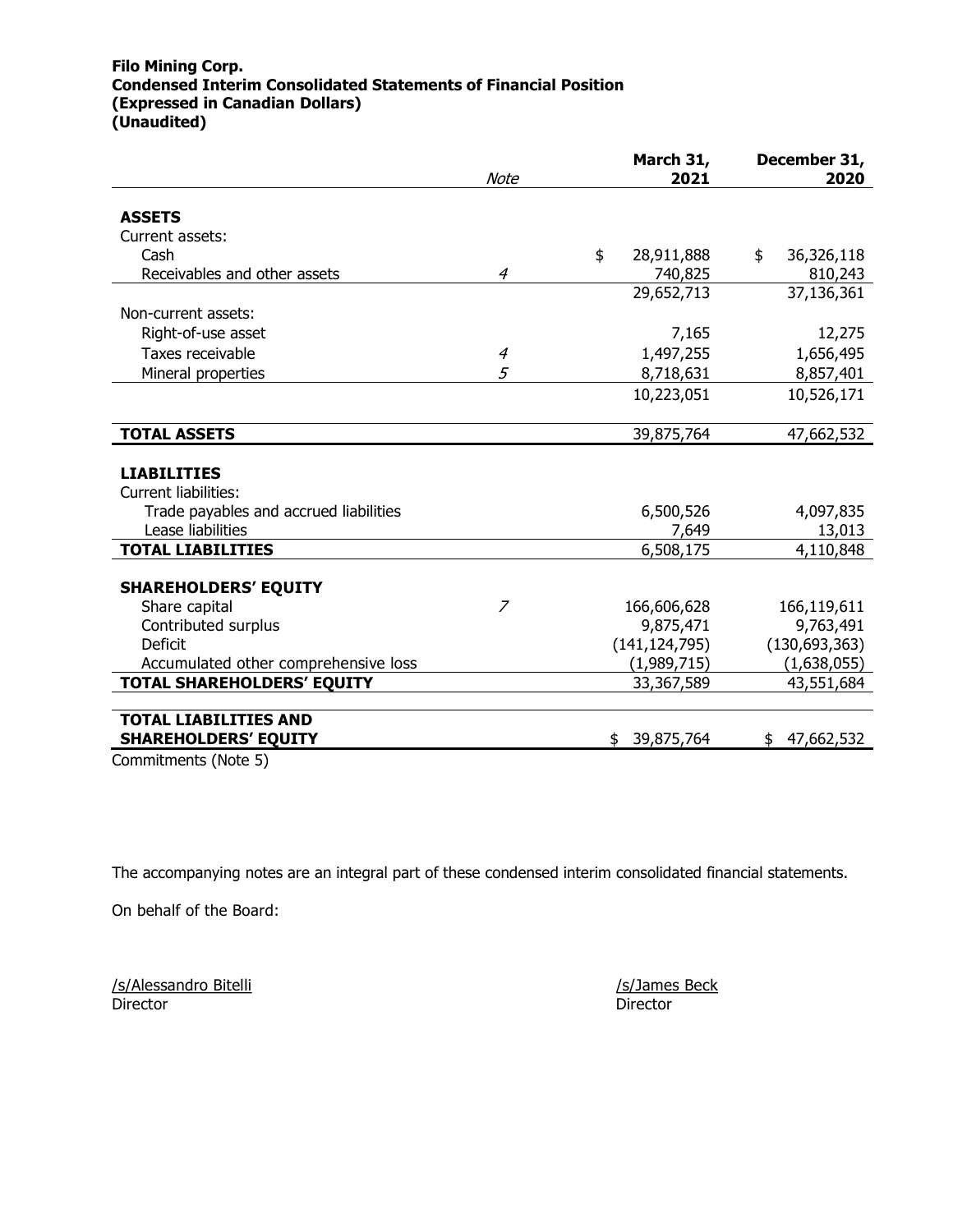**Filo Mining Corp.**
**Condensed Interim Consolidated Statements of Financial Position**
**(Expressed in Canadian Dollars)**
**(Unaudited)**

| | *Note* | March 31, 2021 | December 31, 2020 |
|---|---|---|---|
| **ASSETS** | | | |
| Current assets: | | | |
| Cash | | $ 28,911,888 | $ 36,326,118 |
| Receivables and other assets | *4* | 740,825 | 810,243 |
| | | 29,652,713 | 37,136,361 |
| Non-current assets: | | | |
| Right-of-use asset | | 7,165 | 12,275 |
| Taxes receivable | *4* | 1,497,255 | 1,656,495 |
| Mineral properties | *5* | 8,718,631 | 8,857,401 |
| | | 10,223,051 | 10,526,171 |
| **TOTAL ASSETS** | | 39,875,764 | 47,662,532 |
| **LIABILITIES** | | | |
| Current liabilities: | | | |
| Trade payables and accrued liabilities | | 6,500,526 | 4,097,835 |
| Lease liabilities | | 7,649 | 13,013 |
| **TOTAL LIABILITIES** | | 6,508,175 | 4,110,848 |
| **SHAREHOLDERS' EQUITY** | | | |
| Share capital | *7* | 166,606,628 | 166,119,611 |
| Contributed surplus | | 9,875,471 | 9,763,491 |
| Deficit | | (141,124,795) | (130,693,363) |
| Accumulated other comprehensive loss | | (1,989,715) | (1,638,055) |
| **TOTAL SHAREHOLDERS' EQUITY** | | 33,367,589 | 43,551,684 |
| **TOTAL LIABILITIES AND SHAREHOLDERS' EQUITY** | | $ 39,875,764 | $ 47,662,532 |

Commitments (Note 5)

The accompanying notes are an integral part of these condensed interim consolidated financial statements.

On behalf of the Board:

/s/Alessandro Bitelli
Director

/s/James Beck
Director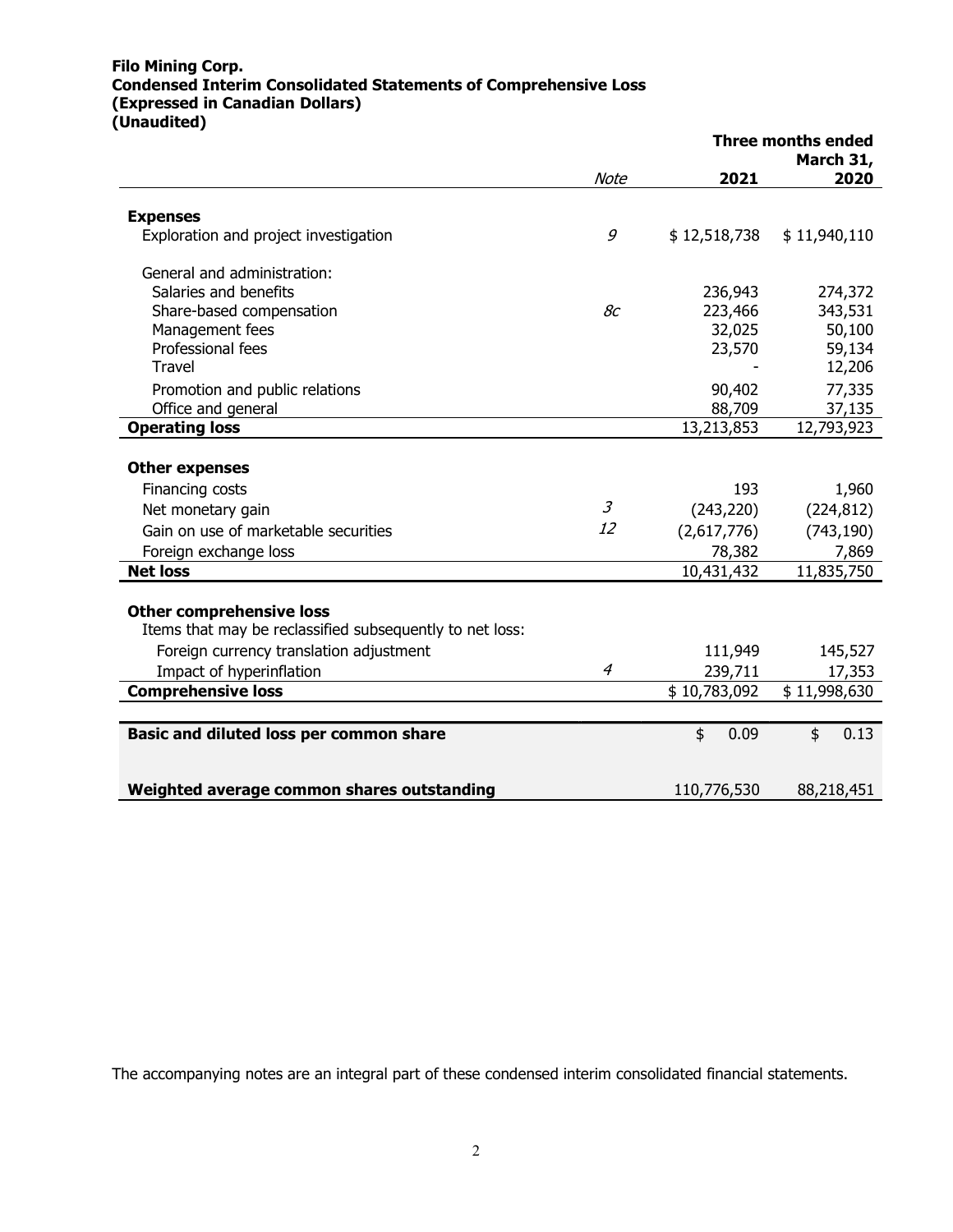**Filo Mining Corp.**
**Condensed Interim Consolidated Statements of Comprehensive Loss**
**(Expressed in Canadian Dollars)**
**(Unaudited)**

| | Note | Three months ended March 31, 2021 | 2020 |
|---|---|---|---|
| **Expenses** | | | |
| Exploration and project investigation | *9* | $ 12,518,738 | $ 11,940,110 |
| General and administration: | | | |
| Salaries and benefits | | 236,943 | 274,372 |
| Share-based compensation | *8c* | 223,466 | 343,531 |
| Management fees | | 32,025 | 50,100 |
| Professional fees | | 23,570 | 59,134 |
| Travel | | - | 12,206 |
| Promotion and public relations | | 90,402 | 77,335 |
| Office and general | | 88,709 | 37,135 |
| **Operating loss** | | 13,213,853 | 12,793,923 |
| **Other expenses** | | | |
| Financing costs | | 193 | 1,960 |
| Net monetary gain | *3* | (243,220) | (224,812) |
| Gain on use of marketable securities | *12* | (2,617,776) | (743,190) |
| Foreign exchange loss | | 78,382 | 7,869 |
| **Net loss** | | 10,431,432 | 11,835,750 |
| **Other comprehensive loss** | | | |
| Items that may be reclassified subsequently to net loss: | | | |
| Foreign currency translation adjustment | | 111,949 | 145,527 |
| Impact of hyperinflation | *4* | 239,711 | 17,353 |
| **Comprehensive loss** | | $ 10,783,092 | $ 11,998,630 |
| **Basic and diluted loss per common share** | | $ 0.09 | $ 0.13 |
| **Weighted average common shares outstanding** | | 110,776,530 | 88,218,451 |

The accompanying notes are an integral part of these condensed interim consolidated financial statements.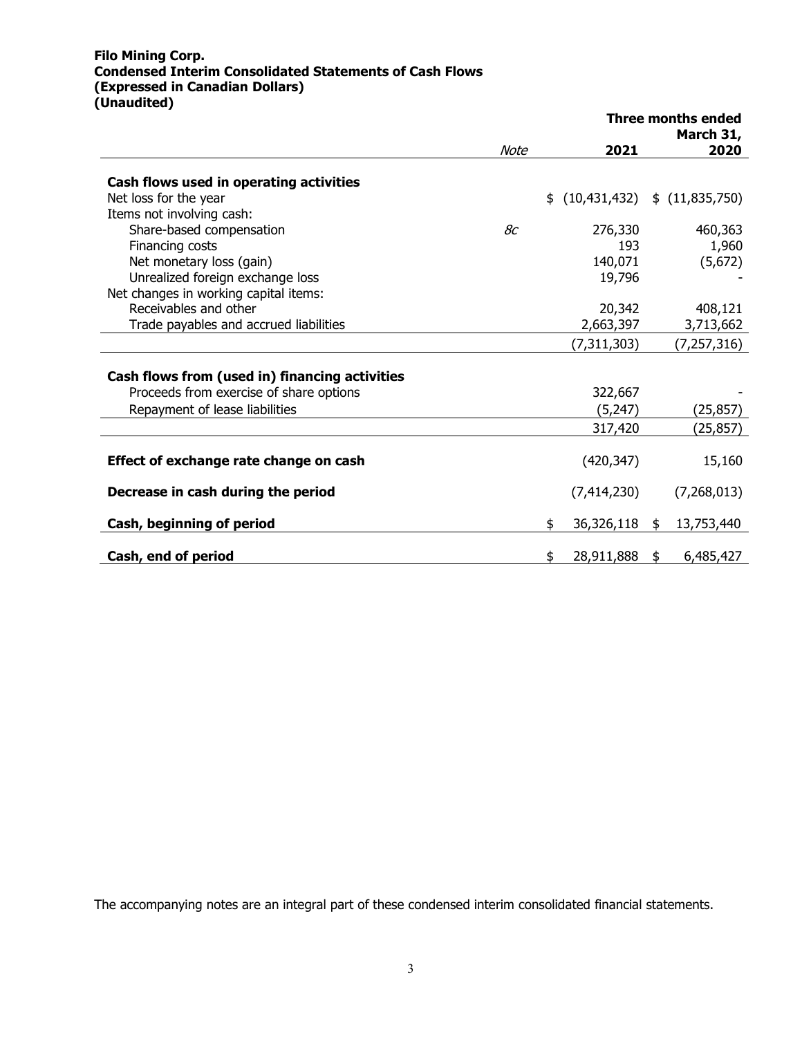**Filo Mining Corp.**
**Condensed Interim Consolidated Statements of Cash Flows**
**(Expressed in Canadian Dollars)**
**(Unaudited)**

| | *Note* | **Three months ended March 31, 2021** | **2020** |
|---|---|---|---|
| **Cash flows used in operating activities** | | | |
| Net loss for the year | | $ (10,431,432) | $ (11,835,750) |
| Items not involving cash: | | | |
| Share-based compensation | *8c* | 276,330 | 460,363 |
| Financing costs | | 193 | 1,960 |
| Net monetary loss (gain) | | 140,071 | (5,672) |
| Unrealized foreign exchange loss | | 19,796 | - |
| Net changes in working capital items: | | | |
| Receivables and other | | 20,342 | 408,121 |
| Trade payables and accrued liabilities | | 2,663,397 | 3,713,662 |
| | | (7,311,303) | (7,257,316) |
| **Cash flows from (used in) financing activities** | | | |
| Proceeds from exercise of share options | | 322,667 | - |
| Repayment of lease liabilities | | (5,247) | (25,857) |
| | | 317,420 | (25,857) |
| **Effect of exchange rate change on cash** | | (420,347) | 15,160 |
| **Decrease in cash during the period** | | (7,414,230) | (7,268,013) |
| **Cash, beginning of period** | | $ 36,326,118 | $ 13,753,440 |
| **Cash, end of period** | | $ 28,911,888 | $ 6,485,427 |

The accompanying notes are an integral part of these condensed interim consolidated financial statements.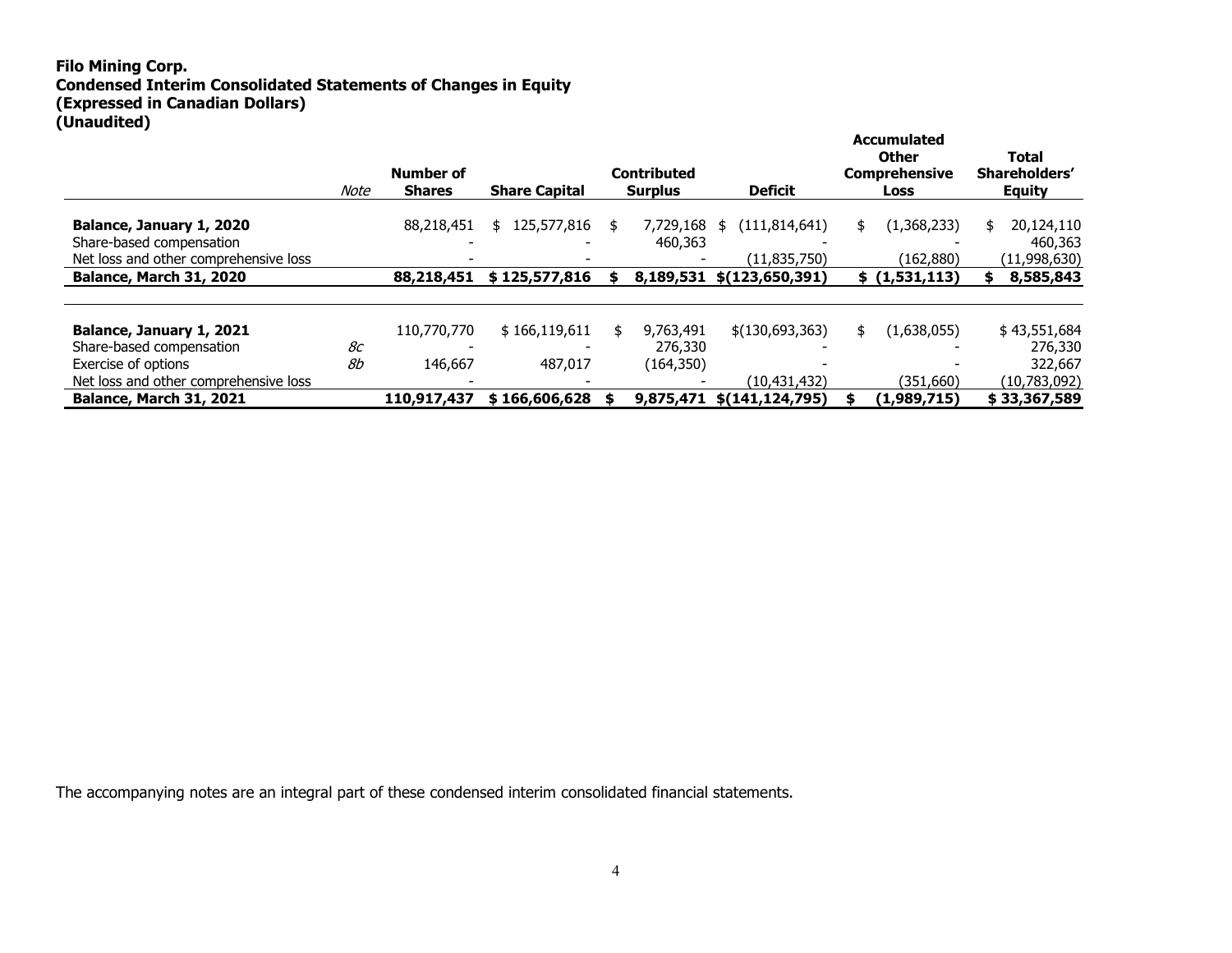**Filo Mining Corp.**
**Condensed Interim Consolidated Statements of Changes in Equity**
**(Expressed in Canadian Dollars)**
**(Unaudited)**

| | *Note* | **Number of Shares** | **Share Capital** | **Contributed Surplus** | **Deficit** | **Accumulated Other Comprehensive Loss** | **Total Shareholders' Equity** |
|---|---|---|---|---|---|---|---|
| **Balance, January 1, 2020** | | 88,218,451 | $ 125,577,816 | $ 7,729,168 | $ (111,814,641) | $ (1,368,233) | $ 20,124,110 |
| Share-based compensation | | - | - | 460,363 | - | - | 460,363 |
| Net loss and other comprehensive loss | | - | - | - | (11,835,750) | (162,880) | (11,998,630) |
| **Balance, March 31, 2020** | | **88,218,451** | **$ 125,577,816** | **$ 8,189,531** | **$(123,650,391)** | **$ (1,531,113)** | **$ 8,585,843** |
| | | | | | | | |
| **Balance, January 1, 2021** | | 110,770,770 | $ 166,119,611 | $ 9,763,491 | $(130,693,363) | $ (1,638,055) | $ 43,551,684 |
| Share-based compensation | *8c* | - | - | 276,330 | - | - | 276,330 |
| Exercise of options | *8b* | 146,667 | 487,017 | (164,350) | - | - | 322,667 |
| Net loss and other comprehensive loss | | - | - | - | (10,431,432) | (351,660) | (10,783,092) |
| **Balance, March 31, 2021** | | **110,917,437** | **$ 166,606,628** | **$ 9,875,471** | **$(141,124,795)** | **$ (1,989,715)** | **$ 33,367,589** |

The accompanying notes are an integral part of these condensed interim consolidated financial statements.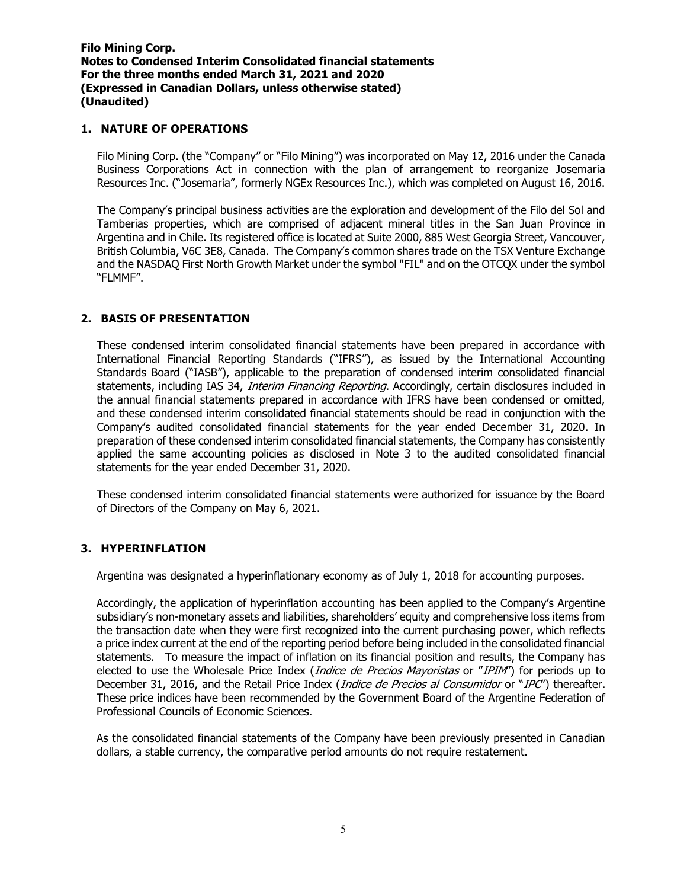## 1. NATURE OF OPERATIONS

Filo Mining Corp. (the "Company" or "Filo Mining") was incorporated on May 12, 2016 under the Canada Business Corporations Act in connection with the plan of arrangement to reorganize Josemaria Resources Inc. ("Josemaria", formerly NGEx Resources Inc.), which was completed on August 16, 2016.

The Company's principal business activities are the exploration and development of the Filo del Sol and Tamberias properties, which are comprised of adjacent mineral titles in the San Juan Province in Argentina and in Chile. Its registered office is located at Suite 2000, 885 West Georgia Street, Vancouver, British Columbia, V6C 3E8, Canada. The Company's common shares trade on the TSX Venture Exchange and the NASDAQ First North Growth Market under the symbol "FIL" and on the OTCQX under the symbol "FLMMF".

## 2. BASIS OF PRESENTATION

These condensed interim consolidated financial statements have been prepared in accordance with International Financial Reporting Standards ("IFRS"), as issued by the International Accounting Standards Board ("IASB"), applicable to the preparation of condensed interim consolidated financial statements, including IAS 34, *Interim Financing Reporting*. Accordingly, certain disclosures included in the annual financial statements prepared in accordance with IFRS have been condensed or omitted, and these condensed interim consolidated financial statements should be read in conjunction with the Company's audited consolidated financial statements for the year ended December 31, 2020. In preparation of these condensed interim consolidated financial statements, the Company has consistently applied the same accounting policies as disclosed in Note 3 to the audited consolidated financial statements for the year ended December 31, 2020.

These condensed interim consolidated financial statements were authorized for issuance by the Board of Directors of the Company on May 6, 2021.

## 3. HYPERINFLATION

Argentina was designated a hyperinflationary economy as of July 1, 2018 for accounting purposes.

Accordingly, the application of hyperinflation accounting has been applied to the Company's Argentine subsidiary's non-monetary assets and liabilities, shareholders' equity and comprehensive loss items from the transaction date when they were first recognized into the current purchasing power, which reflects a price index current at the end of the reporting period before being included in the consolidated financial statements. To measure the impact of inflation on its financial position and results, the Company has elected to use the Wholesale Price Index (*Indice de Precios Mayoristas* or "*IPIM*") for periods up to December 31, 2016, and the Retail Price Index (*Indice de Precios al Consumidor* or "*IPC*") thereafter. These price indices have been recommended by the Government Board of the Argentine Federation of Professional Councils of Economic Sciences.

As the consolidated financial statements of the Company have been previously presented in Canadian dollars, a stable currency, the comparative period amounts do not require restatement.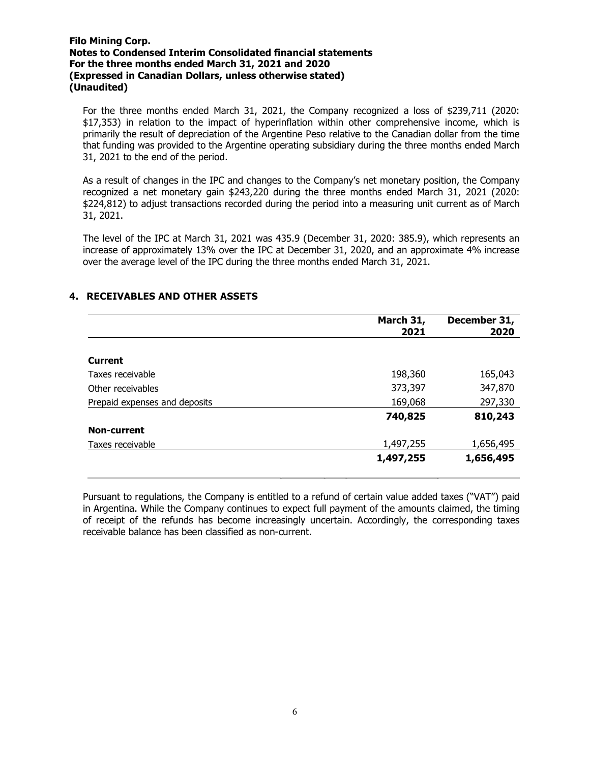For the three months ended March 31, 2021, the Company recognized a loss of $239,711 (2020: $17,353) in relation to the impact of hyperinflation within other comprehensive income, which is primarily the result of depreciation of the Argentine Peso relative to the Canadian dollar from the time that funding was provided to the Argentine operating subsidiary during the three months ended March 31, 2021 to the end of the period.

As a result of changes in the IPC and changes to the Company's net monetary position, the Company recognized a net monetary gain $243,220 during the three months ended March 31, 2021 (2020: $224,812) to adjust transactions recorded during the period into a measuring unit current as of March 31, 2021.

The level of the IPC at March 31, 2021 was 435.9 (December 31, 2020: 385.9), which represents an increase of approximately 13% over the IPC at December 31, 2020, and an approximate 4% increase over the average level of the IPC during the three months ended March 31, 2021.

## 4. RECEIVABLES AND OTHER ASSETS

| | March 31, 2021 | December 31, 2020 |
|---|---|---|
| **Current** | | |
| Taxes receivable | 198,360 | 165,043 |
| Other receivables | 373,397 | 347,870 |
| Prepaid expenses and deposits | 169,068 | 297,330 |
| | **740,825** | **810,243** |
| **Non-current** | | |
| Taxes receivable | 1,497,255 | 1,656,495 |
| | **1,497,255** | **1,656,495** |

Pursuant to regulations, the Company is entitled to a refund of certain value added taxes ("VAT") paid in Argentina. While the Company continues to expect full payment of the amounts claimed, the timing of receipt of the refunds has become increasingly uncertain. Accordingly, the corresponding taxes receivable balance has been classified as non-current.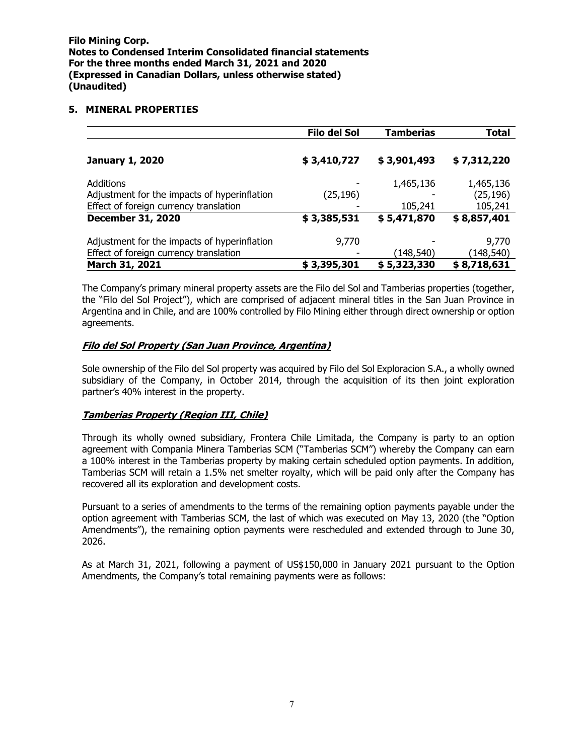## 5. MINERAL PROPERTIES

| | Filo del Sol | Tamberias | Total |
|---|---|---|---|
| **January 1, 2020** | **$ 3,410,727** | **$ 3,901,493** | **$ 7,312,220** |
| Additions | - | 1,465,136 | 1,465,136 |
| Adjustment for the impacts of hyperinflation | (25,196) | - | (25,196) |
| Effect of foreign currency translation | - | 105,241 | 105,241 |
| **December 31, 2020** | **$ 3,385,531** | **$ 5,471,870** | **$ 8,857,401** |
| Adjustment for the impacts of hyperinflation | 9,770 | - | 9,770 |
| Effect of foreign currency translation | - | (148,540) | (148,540) |
| **March 31, 2021** | **$ 3,395,301** | **$ 5,323,330** | **$ 8,718,631** |

The Company's primary mineral property assets are the Filo del Sol and Tamberias properties (together, the "Filo del Sol Project"), which are comprised of adjacent mineral titles in the San Juan Province in Argentina and in Chile, and are 100% controlled by Filo Mining either through direct ownership or option agreements.

### ***Filo del Sol Property (San Juan Province, Argentina)***

Sole ownership of the Filo del Sol property was acquired by Filo del Sol Exploracion S.A., a wholly owned subsidiary of the Company, in October 2014, through the acquisition of its then joint exploration partner's 40% interest in the property.

### ***Tamberias Property (Region III, Chile)***

Through its wholly owned subsidiary, Frontera Chile Limitada, the Company is party to an option agreement with Compania Minera Tamberias SCM ("Tamberias SCM") whereby the Company can earn a 100% interest in the Tamberias property by making certain scheduled option payments. In addition, Tamberias SCM will retain a 1.5% net smelter royalty, which will be paid only after the Company has recovered all its exploration and development costs.

Pursuant to a series of amendments to the terms of the remaining option payments payable under the option agreement with Tamberias SCM, the last of which was executed on May 13, 2020 (the "Option Amendments"), the remaining option payments were rescheduled and extended through to June 30, 2026.

As at March 31, 2021, following a payment of US$150,000 in January 2021 pursuant to the Option Amendments, the Company's total remaining payments were as follows: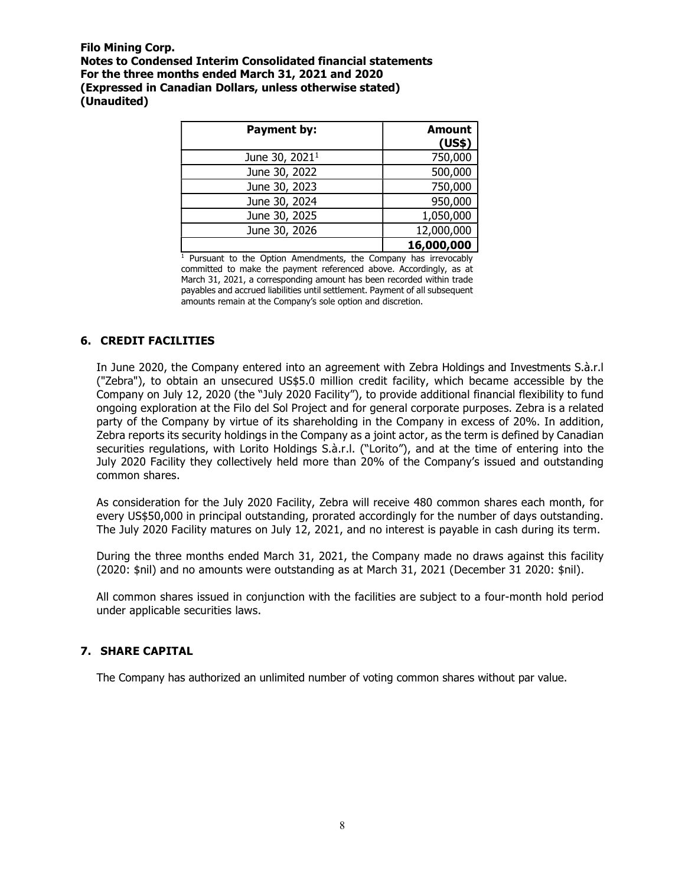| Payment by: | Amount (US$) |
|---|---|
| June 30, 2021[1] | 750,000 |
| June 30, 2022 | 500,000 |
| June 30, 2023 | 750,000 |
| June 30, 2024 | 950,000 |
| June 30, 2025 | 1,050,000 |
| June 30, 2026 | 12,000,000 |
| | **16,000,000** |

[1] Pursuant to the Option Amendments, the Company has irrevocably committed to make the payment referenced above. Accordingly, as at March 31, 2021, a corresponding amount has been recorded within trade payables and accrued liabilities until settlement. Payment of all subsequent amounts remain at the Company's sole option and discretion.

## 6. CREDIT FACILITIES

In June 2020, the Company entered into an agreement with Zebra Holdings and Investments S.à.r.l ("Zebra"), to obtain an unsecured US$5.0 million credit facility, which became accessible by the Company on July 12, 2020 (the "July 2020 Facility"), to provide additional financial flexibility to fund ongoing exploration at the Filo del Sol Project and for general corporate purposes. Zebra is a related party of the Company by virtue of its shareholding in the Company in excess of 20%. In addition, Zebra reports its security holdings in the Company as a joint actor, as the term is defined by Canadian securities regulations, with Lorito Holdings S.à.r.l. ("Lorito"), and at the time of entering into the July 2020 Facility they collectively held more than 20% of the Company's issued and outstanding common shares.

As consideration for the July 2020 Facility, Zebra will receive 480 common shares each month, for every US$50,000 in principal outstanding, prorated accordingly for the number of days outstanding. The July 2020 Facility matures on July 12, 2021, and no interest is payable in cash during its term.

During the three months ended March 31, 2021, the Company made no draws against this facility (2020: $nil) and no amounts were outstanding as at March 31, 2021 (December 31 2020: $nil).

All common shares issued in conjunction with the facilities are subject to a four-month hold period under applicable securities laws.

## 7. SHARE CAPITAL

The Company has authorized an unlimited number of voting common shares without par value.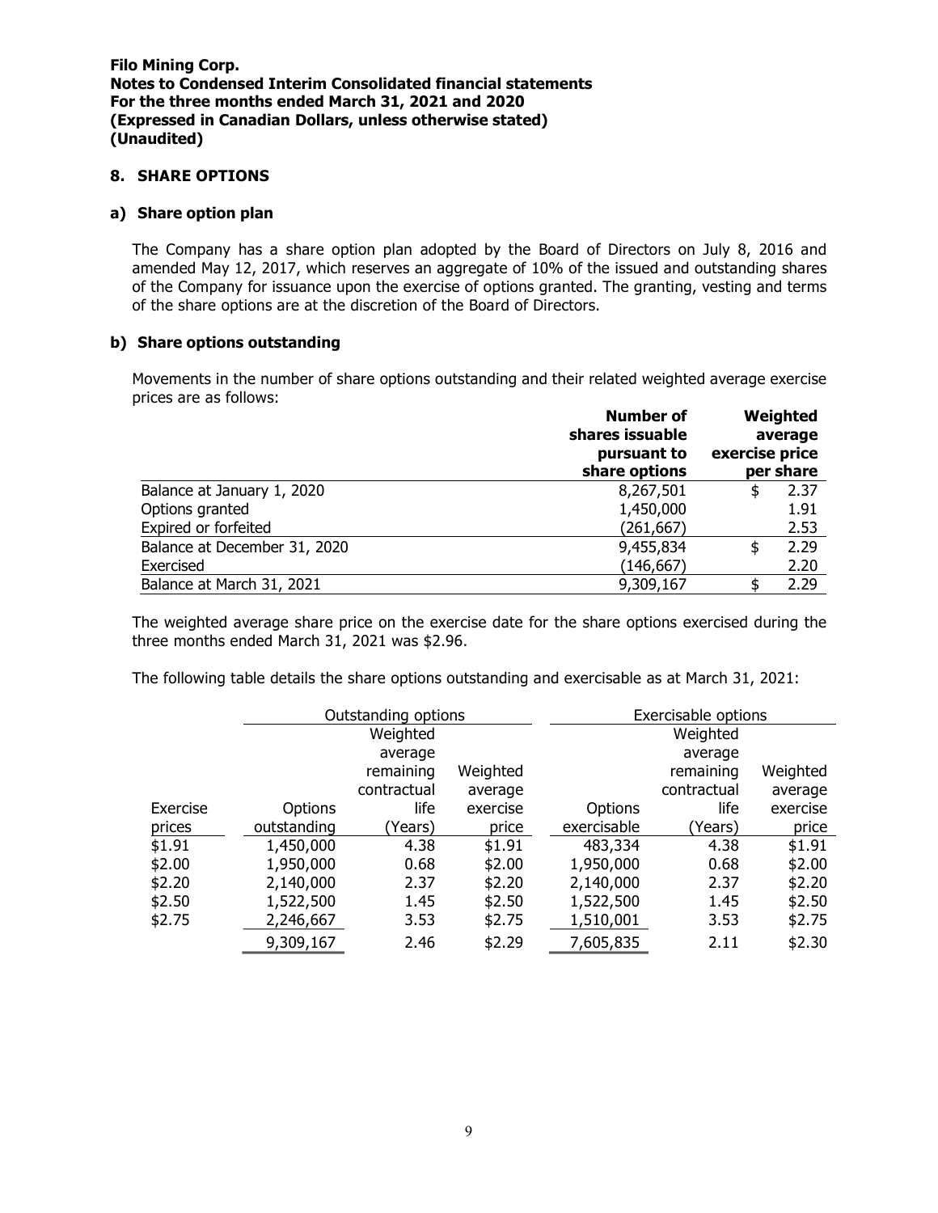**Filo Mining Corp.**
**Notes to Condensed Interim Consolidated financial statements**
**For the three months ended March 31, 2021 and 2020**
**(Expressed in Canadian Dollars, unless otherwise stated)**
**(Unaudited)**

## 8. SHARE OPTIONS

### a) Share option plan

The Company has a share option plan adopted by the Board of Directors on July 8, 2016 and amended May 12, 2017, which reserves an aggregate of 10% of the issued and outstanding shares of the Company for issuance upon the exercise of options granted. The granting, vesting and terms of the share options are at the discretion of the Board of Directors.

### b) Share options outstanding

Movements in the number of share options outstanding and their related weighted average exercise prices are as follows:

| | Number of shares issuable pursuant to share options | Weighted average exercise price per share |
|---|---|---|
| Balance at January 1, 2020 | 8,267,501 | $ 2.37 |
| Options granted | 1,450,000 | 1.91 |
| Expired or forfeited | (261,667) | 2.53 |
| Balance at December 31, 2020 | 9,455,834 | $ 2.29 |
| Exercised | (146,667) | 2.20 |
| Balance at March 31, 2021 | 9,309,167 | $ 2.29 |

The weighted average share price on the exercise date for the share options exercised during the three months ended March 31, 2021 was $2.96.

The following table details the share options outstanding and exercisable as at March 31, 2021:

| | Outstanding options | | | Exercisable options | | |
|---|---|---|---|---|---|---|
| Exercise prices | Options outstanding | Weighted average remaining contractual life (Years) | Weighted average exercise price | Options exercisable | Weighted average remaining contractual life (Years) | Weighted average exercise price |
| $1.91 | 1,450,000 | 4.38 | $1.91 | 483,334 | 4.38 | $1.91 |
| $2.00 | 1,950,000 | 0.68 | $2.00 | 1,950,000 | 0.68 | $2.00 |
| $2.20 | 2,140,000 | 2.37 | $2.20 | 2,140,000 | 2.37 | $2.20 |
| $2.50 | 1,522,500 | 1.45 | $2.50 | 1,522,500 | 1.45 | $2.50 |
| $2.75 | 2,246,667 | 3.53 | $2.75 | 1,510,001 | 3.53 | $2.75 |
| | 9,309,167 | 2.46 | $2.29 | 7,605,835 | 2.11 | $2.30 |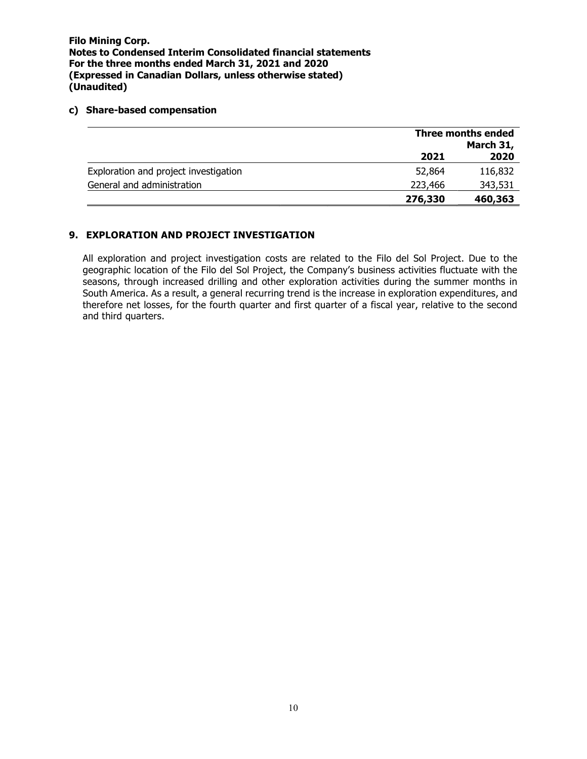#### c) Share-based compensation

| | Three months ended March 31, | |
|---|---|---|
| | **2021** | **2020** |
| Exploration and project investigation | 52,864 | 116,832 |
| General and administration | 223,466 | 343,531 |
| | **276,330** | **460,363** |

## 9. EXPLORATION AND PROJECT INVESTIGATION

All exploration and project investigation costs are related to the Filo del Sol Project. Due to the geographic location of the Filo del Sol Project, the Company's business activities fluctuate with the seasons, through increased drilling and other exploration activities during the summer months in South America. As a result, a general recurring trend is the increase in exploration expenditures, and therefore net losses, for the fourth quarter and first quarter of a fiscal year, relative to the second and third quarters.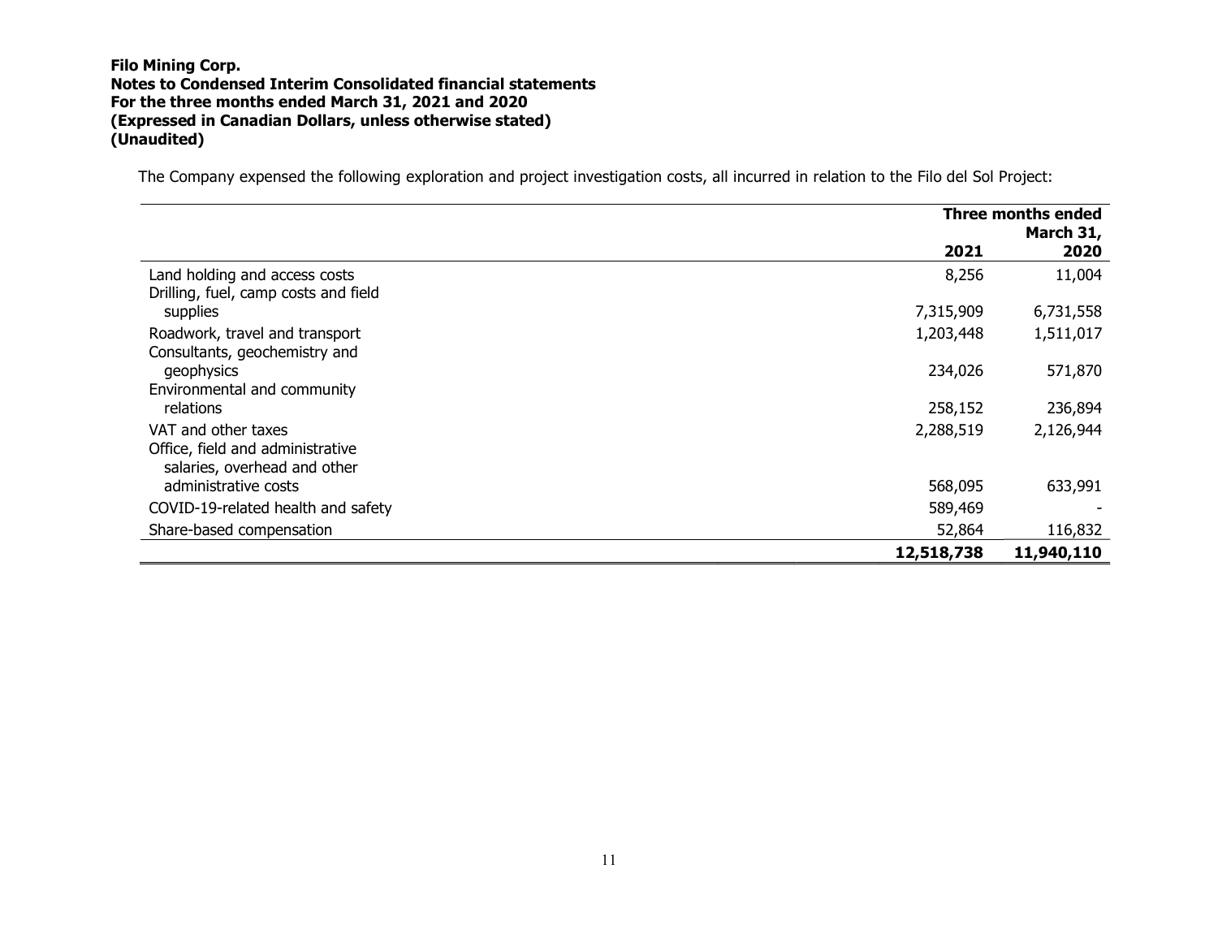The Company expensed the following exploration and project investigation costs, all incurred in relation to the Filo del Sol Project:

| | Three months ended March 31, | |
|---|---|---|
| | 2021 | 2020 |
| Land holding and access costs | 8,256 | 11,004 |
| Drilling, fuel, camp costs and field supplies | 7,315,909 | 6,731,558 |
| Roadwork, travel and transport | 1,203,448 | 1,511,017 |
| Consultants, geochemistry and geophysics | 234,026 | 571,870 |
| Environmental and community relations | 258,152 | 236,894 |
| VAT and other taxes | 2,288,519 | 2,126,944 |
| Office, field and administrative salaries, overhead and other administrative costs | 568,095 | 633,991 |
| COVID-19-related health and safety | 589,469 | - |
| Share-based compensation | 52,864 | 116,832 |
| | **12,518,738** | **11,940,110** |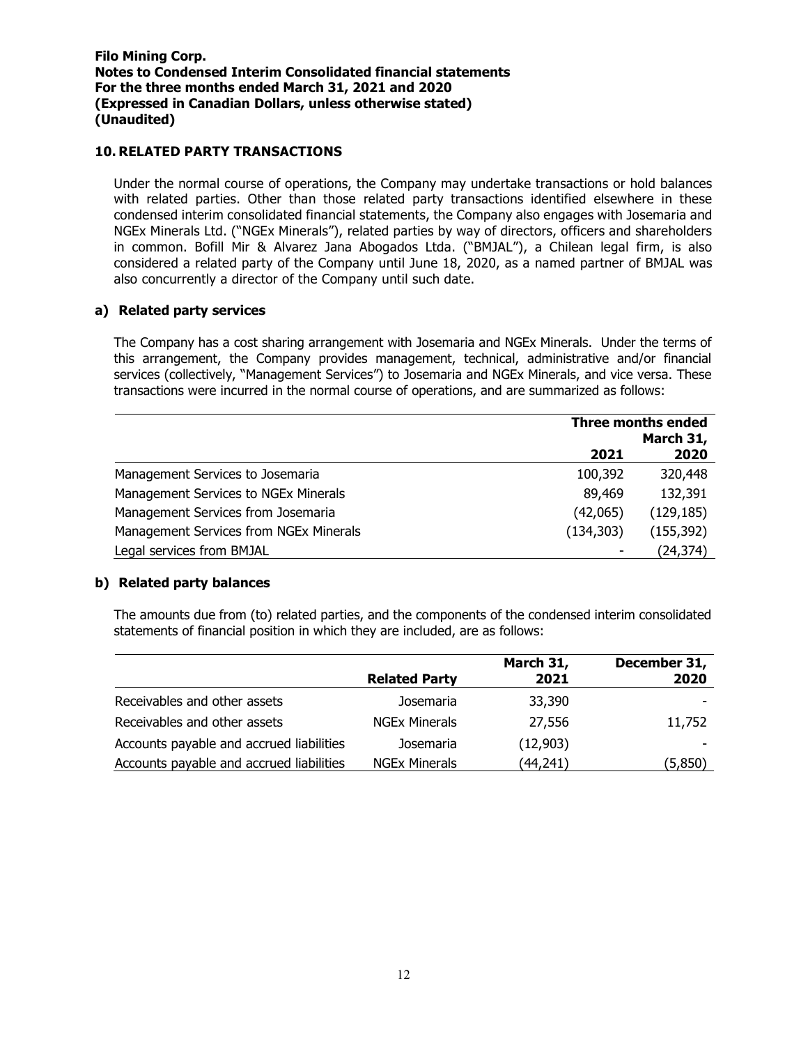## 10. RELATED PARTY TRANSACTIONS

Under the normal course of operations, the Company may undertake transactions or hold balances with related parties. Other than those related party transactions identified elsewhere in these condensed interim consolidated financial statements, the Company also engages with Josemaria and NGEx Minerals Ltd. ("NGEx Minerals"), related parties by way of directors, officers and shareholders in common. Bofill Mir & Alvarez Jana Abogados Ltda. ("BMJAL"), a Chilean legal firm, is also considered a related party of the Company until June 18, 2020, as a named partner of BMJAL was also concurrently a director of the Company until such date.

### a) Related party services

The Company has a cost sharing arrangement with Josemaria and NGEx Minerals. Under the terms of this arrangement, the Company provides management, technical, administrative and/or financial services (collectively, "Management Services") to Josemaria and NGEx Minerals, and vice versa. These transactions were incurred in the normal course of operations, and are summarized as follows:

| | Three months ended March 31, | |
|---|---|---|
| | **2021** | **2020** |
| Management Services to Josemaria | 100,392 | 320,448 |
| Management Services to NGEx Minerals | 89,469 | 132,391 |
| Management Services from Josemaria | (42,065) | (129,185) |
| Management Services from NGEx Minerals | (134,303) | (155,392) |
| Legal services from BMJAL | - | (24,374) |

### b) Related party balances

The amounts due from (to) related parties, and the components of the condensed interim consolidated statements of financial position in which they are included, are as follows:

| | Related Party | March 31, 2021 | December 31, 2020 |
|---|---|---|---|
| Receivables and other assets | Josemaria | 33,390 | - |
| Receivables and other assets | NGEx Minerals | 27,556 | 11,752 |
| Accounts payable and accrued liabilities | Josemaria | (12,903) | - |
| Accounts payable and accrued liabilities | NGEx Minerals | (44,241) | (5,850) |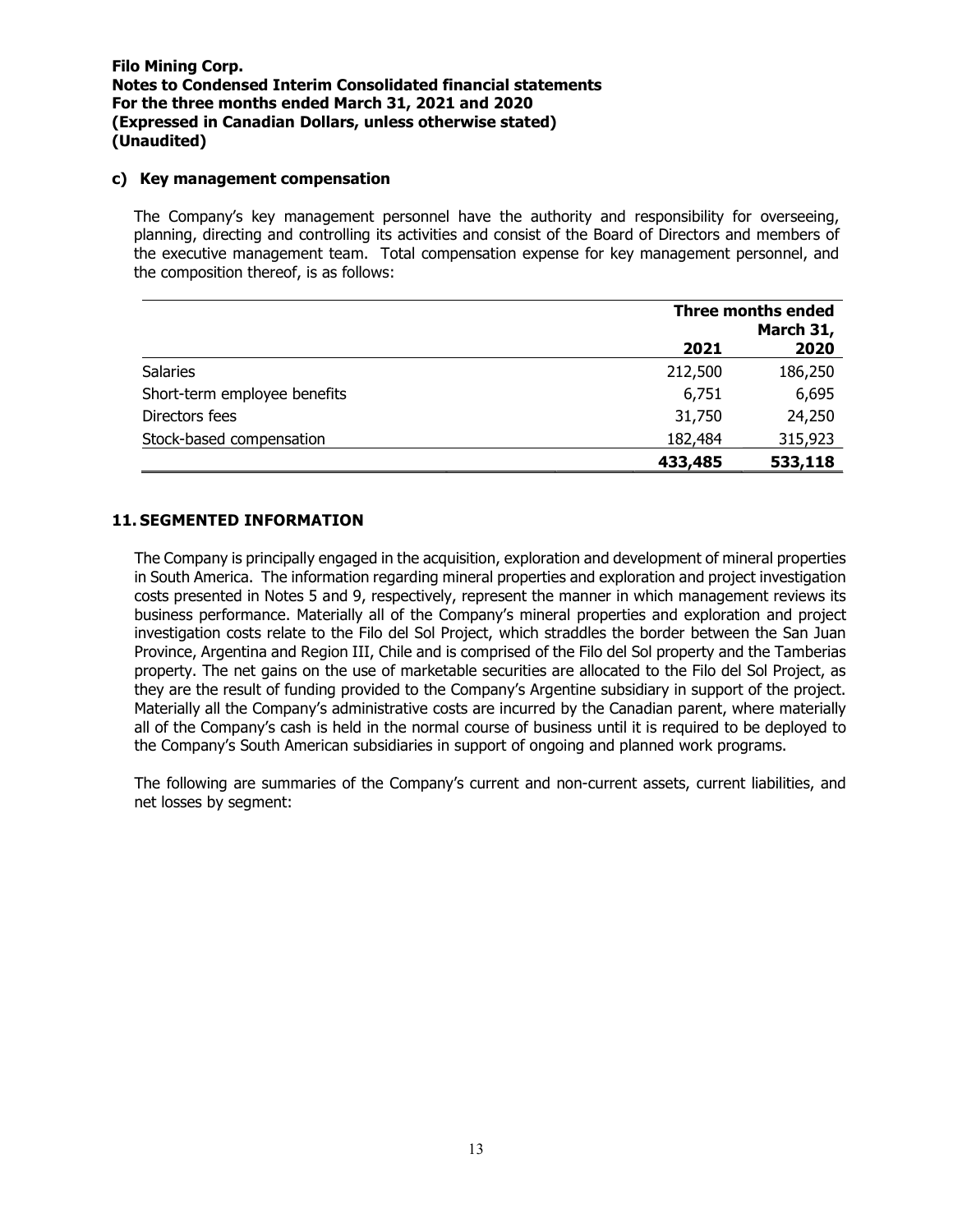### c) Key management compensation

The Company's key management personnel have the authority and responsibility for overseeing, planning, directing and controlling its activities and consist of the Board of Directors and members of the executive management team. Total compensation expense for key management personnel, and the composition thereof, is as follows:

| | Three months ended March 31, | |
|---|---|---|
| | **2021** | **2020** |
| Salaries | 212,500 | 186,250 |
| Short-term employee benefits | 6,751 | 6,695 |
| Directors fees | 31,750 | 24,250 |
| Stock-based compensation | 182,484 | 315,923 |
| | **433,485** | **533,118** |

## 11. SEGMENTED INFORMATION

The Company is principally engaged in the acquisition, exploration and development of mineral properties in South America. The information regarding mineral properties and exploration and project investigation costs presented in Notes 5 and 9, respectively, represent the manner in which management reviews its business performance. Materially all of the Company's mineral properties and exploration and project investigation costs relate to the Filo del Sol Project, which straddles the border between the San Juan Province, Argentina and Region III, Chile and is comprised of the Filo del Sol property and the Tamberias property. The net gains on the use of marketable securities are allocated to the Filo del Sol Project, as they are the result of funding provided to the Company's Argentine subsidiary in support of the project. Materially all the Company's administrative costs are incurred by the Canadian parent, where materially all of the Company's cash is held in the normal course of business until it is required to be deployed to the Company's South American subsidiaries in support of ongoing and planned work programs.

The following are summaries of the Company's current and non-current assets, current liabilities, and net losses by segment: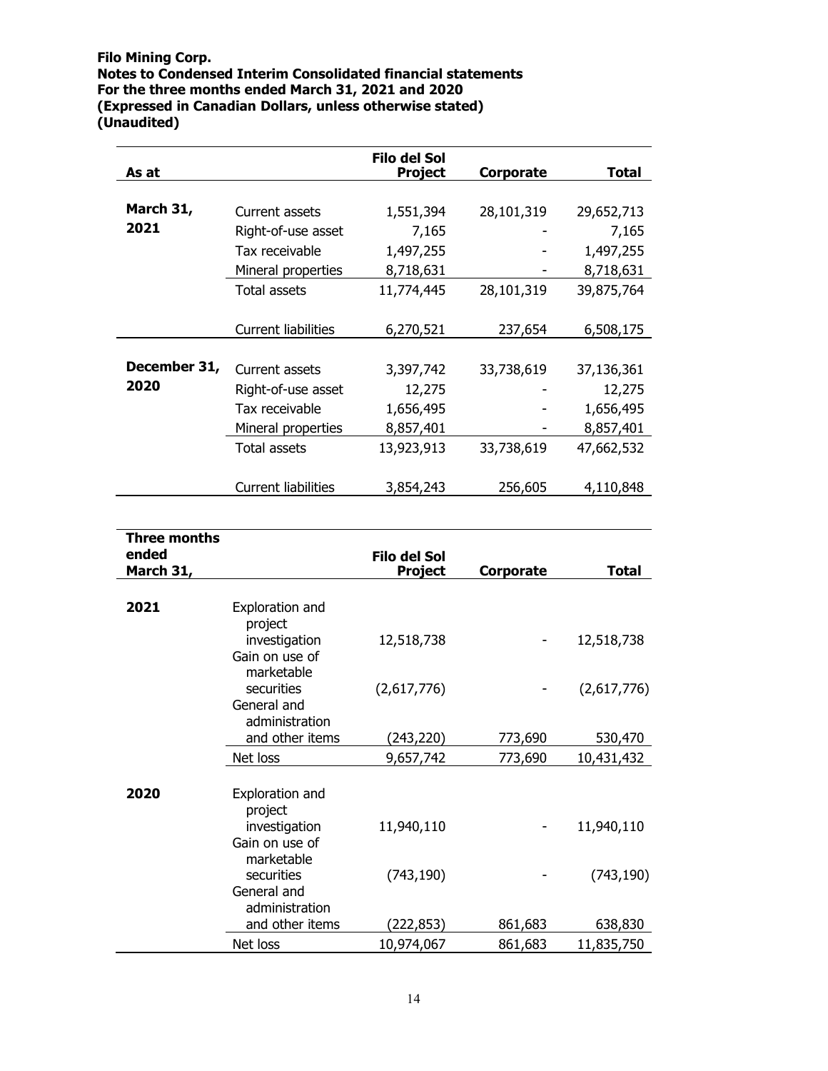| As at | | Filo del Sol Project | Corporate | Total |
|---|---|---|---|---|
| **March 31, 2021** | Current assets | 1,551,394 | 28,101,319 | 29,652,713 |
| | Right-of-use asset | 7,165 | - | 7,165 |
| | Tax receivable | 1,497,255 | - | 1,497,255 |
| | Mineral properties | 8,718,631 | - | 8,718,631 |
| | Total assets | 11,774,445 | 28,101,319 | 39,875,764 |
| | Current liabilities | 6,270,521 | 237,654 | 6,508,175 |
| **December 31, 2020** | Current assets | 3,397,742 | 33,738,619 | 37,136,361 |
| | Right-of-use asset | 12,275 | - | 12,275 |
| | Tax receivable | 1,656,495 | - | 1,656,495 |
| | Mineral properties | 8,857,401 | - | 8,857,401 |
| | Total assets | 13,923,913 | 33,738,619 | 47,662,532 |
| | Current liabilities | 3,854,243 | 256,605 | 4,110,848 |

| Three months ended March 31, | | Filo del Sol Project | Corporate | Total |
|---|---|---|---|---|
| **2021** | Exploration and project investigation | 12,518,738 | - | 12,518,738 |
| | Gain on use of marketable securities | (2,617,776) | - | (2,617,776) |
| | General and administration and other items | (243,220) | 773,690 | 530,470 |
| | Net loss | 9,657,742 | 773,690 | 10,431,432 |
| **2020** | Exploration and project investigation | 11,940,110 | - | 11,940,110 |
| | Gain on use of marketable securities | (743,190) | - | (743,190) |
| | General and administration and other items | (222,853) | 861,683 | 638,830 |
| | Net loss | 10,974,067 | 861,683 | 11,835,750 |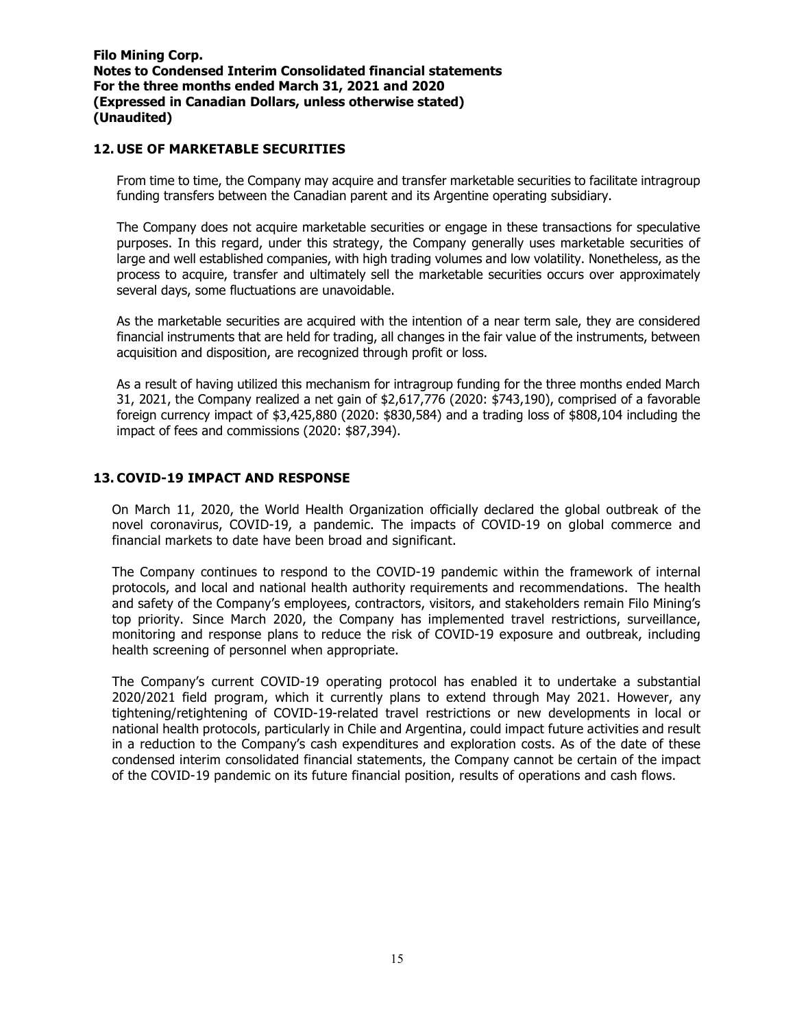## 12. USE OF MARKETABLE SECURITIES

From time to time, the Company may acquire and transfer marketable securities to facilitate intragroup funding transfers between the Canadian parent and its Argentine operating subsidiary.

The Company does not acquire marketable securities or engage in these transactions for speculative purposes. In this regard, under this strategy, the Company generally uses marketable securities of large and well established companies, with high trading volumes and low volatility. Nonetheless, as the process to acquire, transfer and ultimately sell the marketable securities occurs over approximately several days, some fluctuations are unavoidable.

As the marketable securities are acquired with the intention of a near term sale, they are considered financial instruments that are held for trading, all changes in the fair value of the instruments, between acquisition and disposition, are recognized through profit or loss.

As a result of having utilized this mechanism for intragroup funding for the three months ended March 31, 2021, the Company realized a net gain of $2,617,776 (2020: $743,190), comprised of a favorable foreign currency impact of $3,425,880 (2020: $830,584) and a trading loss of $808,104 including the impact of fees and commissions (2020: $87,394).

## 13. COVID-19 IMPACT AND RESPONSE

On March 11, 2020, the World Health Organization officially declared the global outbreak of the novel coronavirus, COVID-19, a pandemic. The impacts of COVID-19 on global commerce and financial markets to date have been broad and significant.

The Company continues to respond to the COVID-19 pandemic within the framework of internal protocols, and local and national health authority requirements and recommendations. The health and safety of the Company's employees, contractors, visitors, and stakeholders remain Filo Mining's top priority. Since March 2020, the Company has implemented travel restrictions, surveillance, monitoring and response plans to reduce the risk of COVID-19 exposure and outbreak, including health screening of personnel when appropriate.

The Company's current COVID-19 operating protocol has enabled it to undertake a substantial 2020/2021 field program, which it currently plans to extend through May 2021. However, any tightening/retightening of COVID-19-related travel restrictions or new developments in local or national health protocols, particularly in Chile and Argentina, could impact future activities and result in a reduction to the Company's cash expenditures and exploration costs. As of the date of these condensed interim consolidated financial statements, the Company cannot be certain of the impact of the COVID-19 pandemic on its future financial position, results of operations and cash flows.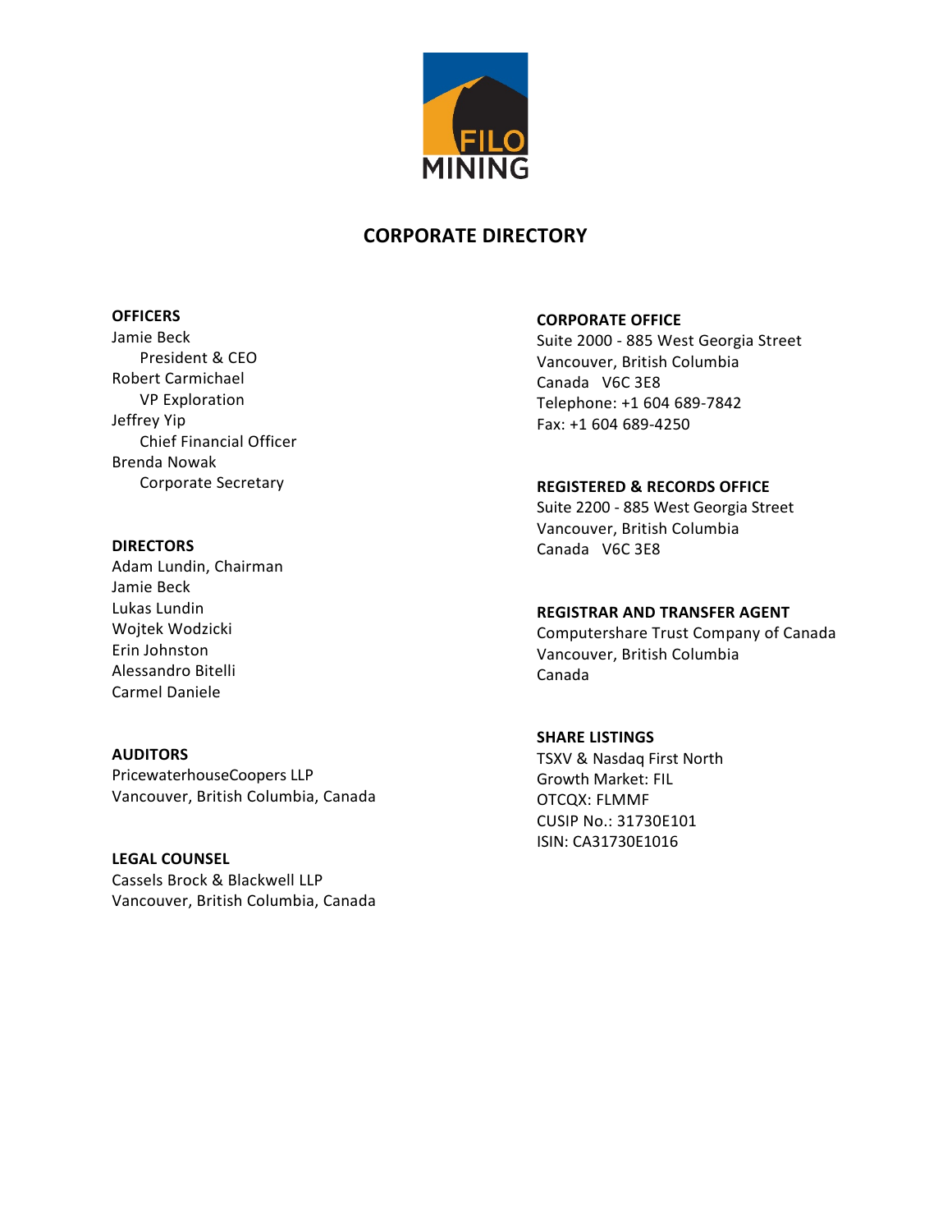# CORPORATE DIRECTORY

**OFFICERS**
Jamie Beck
  President & CEO
Robert Carmichael
  VP Exploration
Jeffrey Yip
  Chief Financial Officer
Brenda Nowak
  Corporate Secretary

**DIRECTORS**
Adam Lundin, Chairman
Jamie Beck
Lukas Lundin
Wojtek Wodzicki
Erin Johnston
Alessandro Bitelli
Carmel Daniele

**AUDITORS**
PricewaterhouseCoopers LLP
Vancouver, British Columbia, Canada

**LEGAL COUNSEL**
Cassels Brock & Blackwell LLP
Vancouver, British Columbia, Canada

**CORPORATE OFFICE**
Suite 2000 - 885 West Georgia Street
Vancouver, British Columbia
Canada V6C 3E8
Telephone: +1 604 689-7842
Fax: +1 604 689-4250

**REGISTERED & RECORDS OFFICE**
Suite 2200 - 885 West Georgia Street
Vancouver, British Columbia
Canada V6C 3E8

**REGISTRAR AND TRANSFER AGENT**
Computershare Trust Company of Canada
Vancouver, British Columbia
Canada

**SHARE LISTINGS**
TSXV & Nasdaq First North
Growth Market: FIL
OTCQX: FLMMF
CUSIP No.: 31730E101
ISIN: CA31730E1016